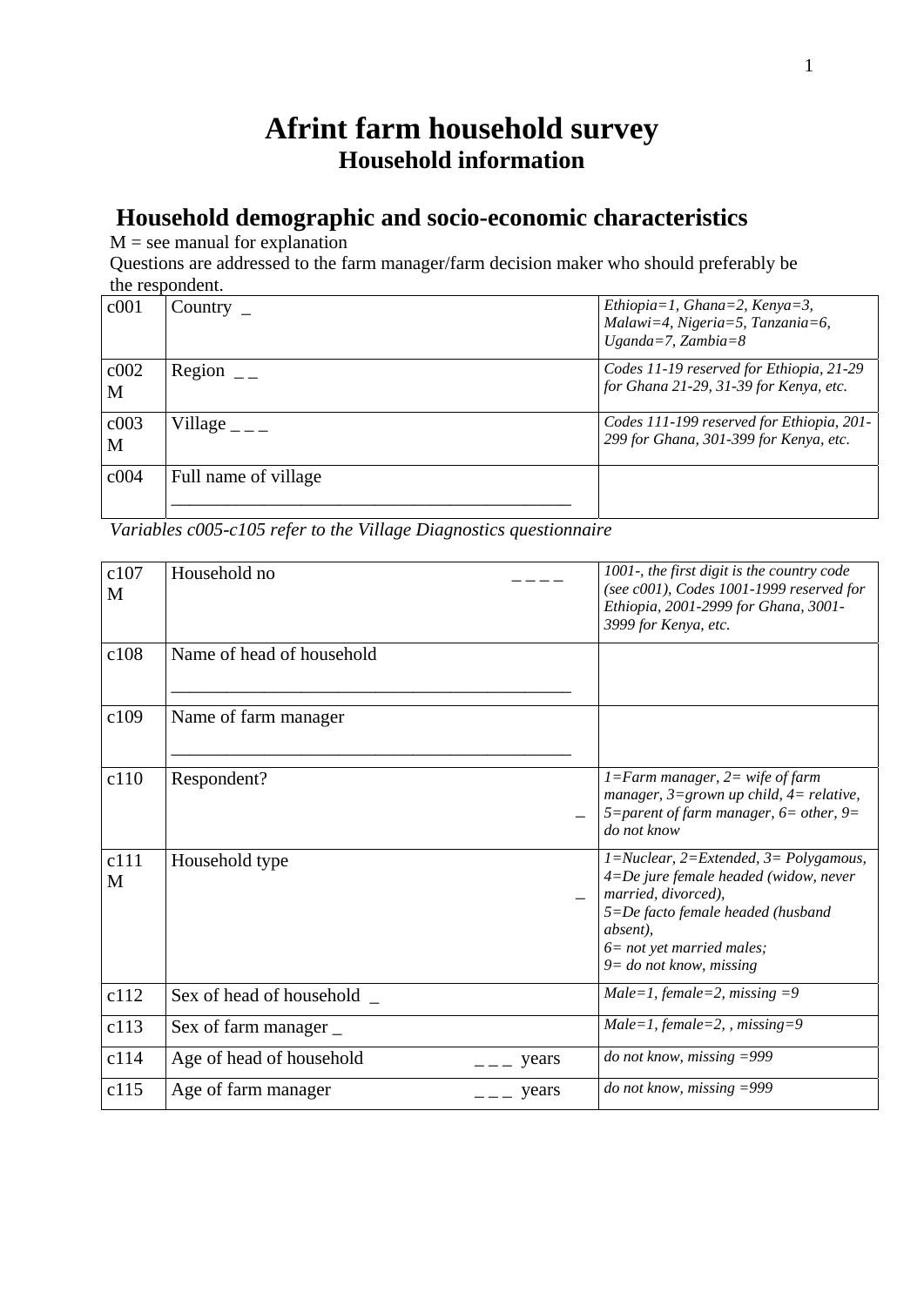# Afrint farm household survey

## Household information

## Household demographic and socio-economic characteristics

M = see manual for explanation

Questions are addressed to the farm manager/farm decision maker who should preferably be the respondent.

| | | |
|---|---|---|
| c001 | Country _ | *Ethiopia=1, Ghana=2, Kenya=3, Malawi=4, Nigeria=5, Tanzania=6, Uganda=7, Zambia=8* |
| c002 M | Region _ _ | *Codes 11-19 reserved for Ethiopia, 21-29 for Ghana 21-29, 31-39 for Kenya, etc.* |
| c003 M | Village _ _ _ | *Codes 111-199 reserved for Ethiopia, 201-299 for Ghana, 301-399 for Kenya, etc.* |
| c004 | Full name of village ____________________________________________ | |

*Variables c005-c105 refer to the Village Diagnostics questionnaire*

| | | |
|---|---|---|
| c107 M | Household no _ _ _ _ | *1001-, the first digit is the country code (see c001), Codes 1001-1999 reserved for Ethiopia, 2001-2999 for Ghana, 3001-3999 for Kenya, etc.* |
| c108 | Name of head of household ____________________________________________ | |
| c109 | Name of farm manager ____________________________________________ | |
| c110 | Respondent? _ | *1=Farm manager, 2= wife of farm manager, 3=grown up child, 4= relative, 5=parent of farm manager, 6= other, 9= do not know* |
| c111 M | Household type _ | *1=Nuclear, 2=Extended, 3= Polygamous, 4=De jure female headed (widow, never married, divorced), 5=De facto female headed (husband absent), 6= not yet married males; 9= do not know, missing* |
| c112 | Sex of head of household _ | *Male=1, female=2, missing =9* |
| c113 | Sex of farm manager _ | *Male=1, female=2, , missing=9* |
| c114 | Age of head of household _ _ _ years | *do not know, missing =999* |
| c115 | Age of farm manager _ _ _ years | *do not know, missing =999* |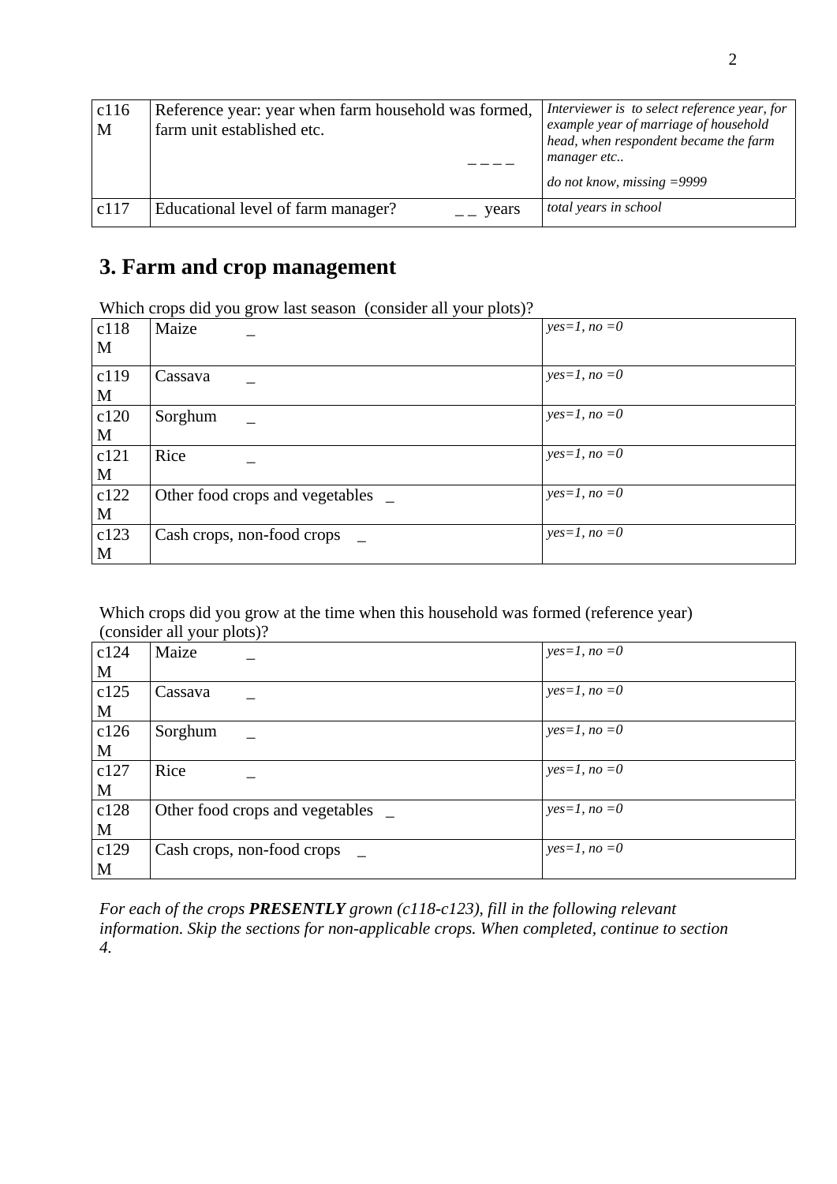| | | |
|---|---|---|
| c116 M | Reference year: year when farm household was formed, farm unit established etc. _ _ _ _ | *Interviewer is to select reference year, for example year of marriage of household head, when respondent became the farm manager etc..* *do not know, missing =9999* |
| c117 | Educational level of farm manager? _ _ years | *total years in school* |

# 3. Farm and crop management

Which crops did you grow last season (consider all your plots)?

| | | |
|---|---|---|
| c118 M | Maize _ | *yes=1, no =0* |
| c119 M | Cassava _ | *yes=1, no =0* |
| c120 M | Sorghum _ | *yes=1, no =0* |
| c121 M | Rice _ | *yes=1, no =0* |
| c122 M | Other food crops and vegetables _ | *yes=1, no =0* |
| c123 M | Cash crops, non-food crops _ | *yes=1, no =0* |

Which crops did you grow at the time when this household was formed (reference year) (consider all your plots)?

| | | |
|---|---|---|
| c124 M | Maize _ | *yes=1, no =0* |
| c125 M | Cassava _ | *yes=1, no =0* |
| c126 M | Sorghum _ | *yes=1, no =0* |
| c127 M | Rice _ | *yes=1, no =0* |
| c128 M | Other food crops and vegetables _ | *yes=1, no =0* |
| c129 M | Cash crops, non-food crops _ | *yes=1, no =0* |

*For each of the crops **PRESENTLY** grown (c118-c123), fill in the following relevant information. Skip the sections for non-applicable crops. When completed, continue to section 4.*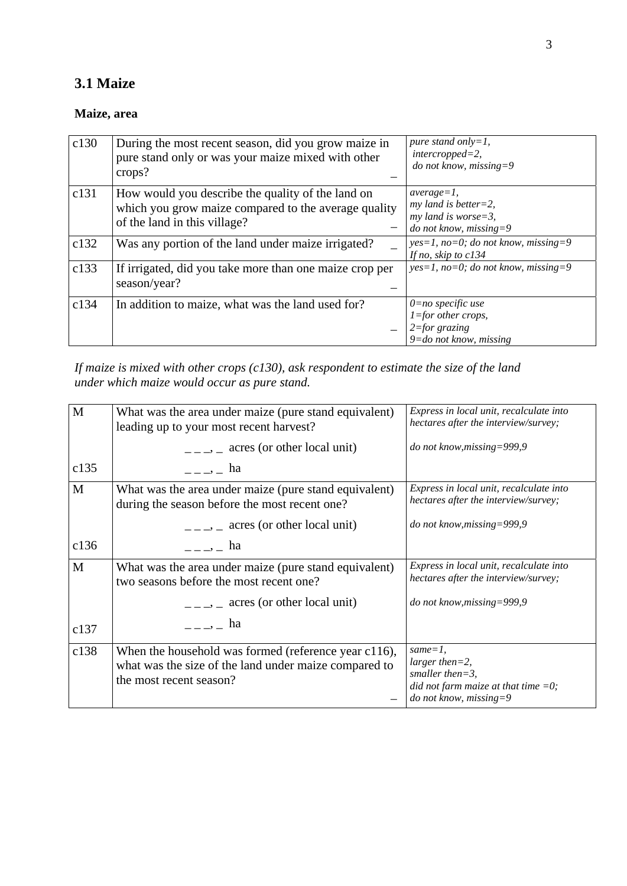## 3.1 Maize

### Maize, area

| | | |
|---|---|---|
| c130 | During the most recent season, did you grow maize in pure stand only or was your maize mixed with other crops? _ | *pure stand only=1, intercropped=2, do not know, missing=9* |
| c131 | How would you describe the quality of the land on which you grow maize compared to the average quality of the land in this village? _ | *average=1, my land is better=2, my land is worse=3, do not know, missing=9* |
| c132 | Was any portion of the land under maize irrigated? _ | *yes=1, no=0; do not know, missing=9 If no, skip to c134* |
| c133 | If irrigated, did you take more than one maize crop per season/year? _ | *yes=1, no=0; do not know, missing=9* |
| c134 | In addition to maize, what was the land used for? _ | *0=no specific use 1=for other crops, 2=for grazing 9=do not know, missing* |

*If maize is mixed with other crops (c130), ask respondent to estimate the size of the land under which maize would occur as pure stand.*

| | | |
|---|---|---|
| M | What was the area under maize (pure stand equivalent) leading up to your most recent harvest? | *Express in local unit, recalculate into hectares after the interview/survey;* |
| | _ _ _, _ acres (or other local unit) | *do not know,missing=999,9* |
| c135 | _ _ _, _ ha | |
| M | What was the area under maize (pure stand equivalent) during the season before the most recent one? | *Express in local unit, recalculate into hectares after the interview/survey;* |
| | _ _ _, _ acres (or other local unit) | *do not know,missing=999,9* |
| c136 | _ _ _, _ ha | |
| M | What was the area under maize (pure stand equivalent) two seasons before the most recent one? | *Express in local unit, recalculate into hectares after the interview/survey;* |
| | _ _ _, _ acres (or other local unit) | *do not know,missing=999,9* |
| c137 | _ _ _, _ ha | |
| c138 | When the household was formed (reference year c116), what was the size of the land under maize compared to the most recent season? _ | *same=1, larger then=2, smaller then=3, did not farm maize at that time =0; do not know, missing=9* |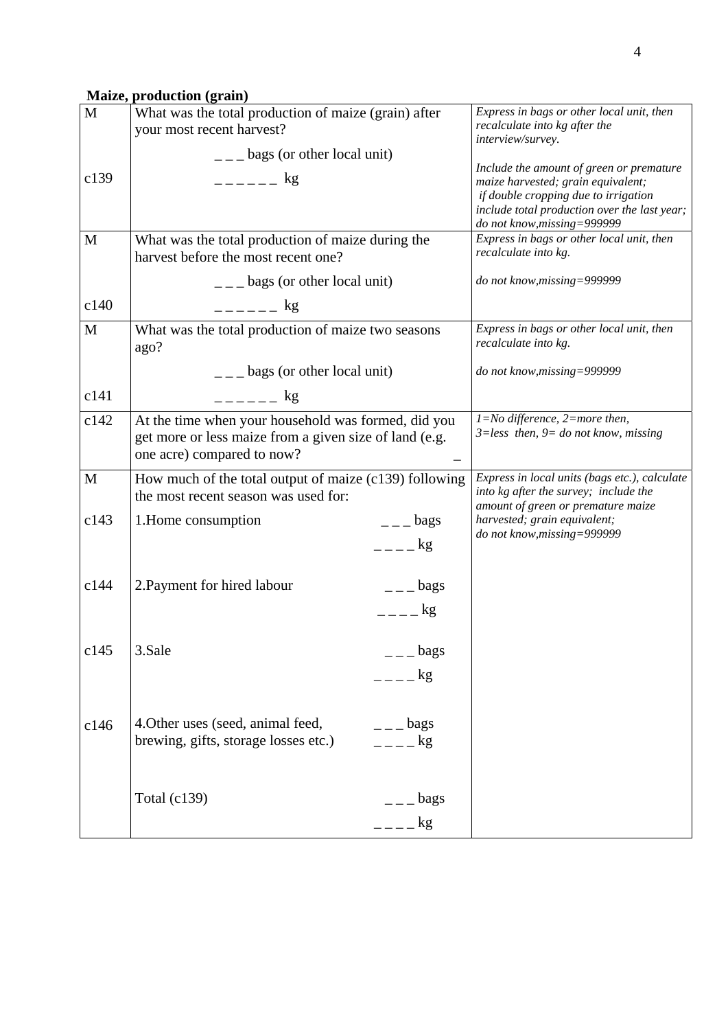**Maize, production (grain)**

| | | |
|---|---|---|
| M<br><br><br>c139 | What was the total production of maize (grain) after your most recent harvest?<br><br>_ _ _ bags (or other local unit)<br><br>_ _ _ _ _ _ kg | *Express in bags or other local unit, then recalculate into kg after the interview/survey.*<br><br>*Include the amount of green or premature maize harvested; grain equivalent; if double cropping due to irrigation include total production over the last year; do not know,missing=999999* |
| M<br><br><br>c140 | What was the total production of maize during the harvest before the most recent one?<br><br>_ _ _ bags (or other local unit)<br><br>_ _ _ _ _ _ kg | *Express in bags or other local unit, then recalculate into kg.*<br><br>*do not know,missing=999999* |
| M<br><br><br>c141 | What was the total production of maize two seasons ago?<br><br>_ _ _ bags (or other local unit)<br><br>_ _ _ _ _ _ kg | *Express in bags or other local unit, then recalculate into kg.*<br><br>*do not know,missing=999999* |
| c142 | At the time when your household was formed, did you get more or less maize from a given size of land (e.g. one acre) compared to now? _ | *1=No difference, 2=more then, 3=less then, 9= do not know, missing* |
| M<br><br>c143<br><br><br>c144<br><br><br>c145<br><br><br>c146 | How much of the total output of maize (c139) following the most recent season was used for:<br><br>1.Home consumption _ _ _ bags _ _ _ _ kg<br><br>2.Payment for hired labour _ _ _ bags _ _ _ _ kg<br><br>3.Sale _ _ _ bags _ _ _ _ kg<br><br>4.Other uses (seed, animal feed, brewing, gifts, storage losses etc.) _ _ _ bags _ _ _ _ kg<br><br>Total (c139) _ _ _ bags _ _ _ _ kg | *Express in local units (bags etc.), calculate into kg after the survey; include the amount of green or premature maize harvested; grain equivalent; do not know,missing=999999* |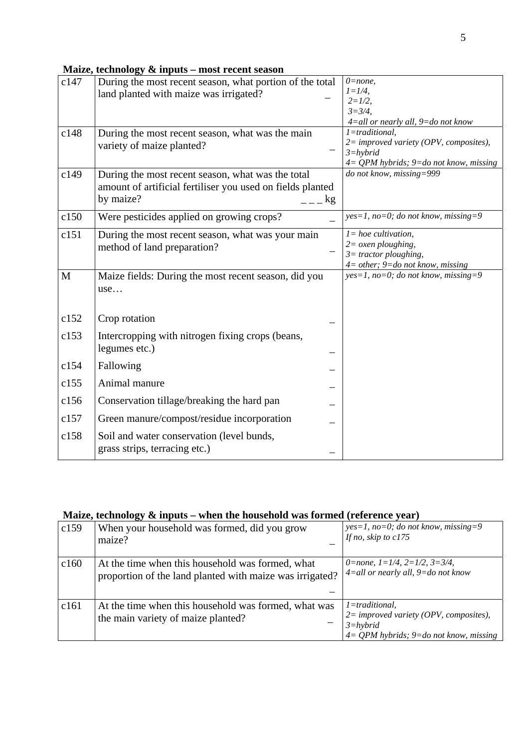**Maize, technology & inputs – most recent season**

| | | |
|---|---|---|
| c147 | During the most recent season, what portion of the total land planted with maize was irrigated? _ | *0=none, 1=1/4, 2=1/2, 3=3/4, 4=all or nearly all, 9=do not know* |
| c148 | During the most recent season, what was the main variety of maize planted? _ | *1=traditional, 2= improved variety (OPV, composites), 3=hybrid 4= QPM hybrids; 9=do not know, missing* |
| c149 | During the most recent season, what was the total amount of artificial fertiliser you used on fields planted by maize? _ _ _ kg | *do not know, missing=999* |
| c150 | Were pesticides applied on growing crops? _ | *yes=1, no=0; do not know, missing=9* |
| c151 | During the most recent season, what was your main method of land preparation? _ | *1= hoe cultivation, 2= oxen ploughing, 3= tractor ploughing, 4= other; 9=do not know, missing* |
| M | Maize fields: During the most recent season, did you use… | *yes=1, no=0; do not know, missing=9* |
| c152 | Crop rotation _ | |
| c153 | Intercropping with nitrogen fixing crops (beans, legumes etc.) _ | |
| c154 | Fallowing _ | |
| c155 | Animal manure _ | |
| c156 | Conservation tillage/breaking the hard pan _ | |
| c157 | Green manure/compost/residue incorporation _ | |
| c158 | Soil and water conservation (level bunds, grass strips, terracing etc.) _ | |

**Maize, technology & inputs – when the household was formed (reference year)**

| | | |
|---|---|---|
| c159 | When your household was formed, did you grow maize? _ | *yes=1, no=0; do not know, missing=9 If no, skip to c175* |
| c160 | At the time when this household was formed, what proportion of the land planted with maize was irrigated? _ | *0=none, 1=1/4, 2=1/2, 3=3/4, 4=all or nearly all, 9=do not know* |
| c161 | At the time when this household was formed, what was the main variety of maize planted? _ | *1=traditional, 2= improved variety (OPV, composites), 3=hybrid 4= QPM hybrids; 9=do not know, missing* |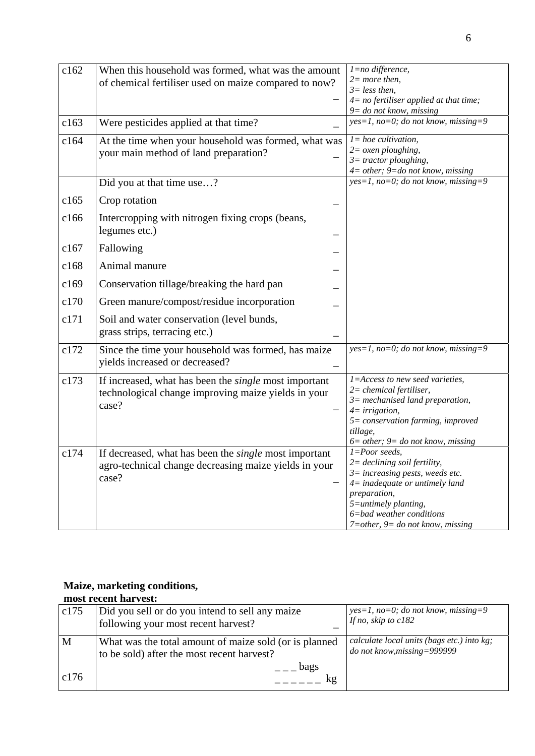| c162 | When this household was formed, what was the amount of chemical fertiliser used on maize compared to now? _ | *1=no difference,*<br>*2= more then,*<br>*3= less then,*<br>*4= no fertiliser applied at that time;*<br>*9= do not know, missing* |
|---|---|---|
| c163 | Were pesticides applied at that time? _ | *yes=1, no=0; do not know, missing=9* |
| c164 | At the time when your household was formed, what was your main method of land preparation? _ | *1= hoe cultivation,*<br>*2= oxen ploughing,*<br>*3= tractor ploughing,*<br>*4= other; 9=do not know, missing* |
| | Did you at that time use…? | *yes=1, no=0; do not know, missing=9* |
| c165 | Crop rotation _ | |
| c166 | Intercropping with nitrogen fixing crops (beans, legumes etc.) _ | |
| c167 | Fallowing _ | |
| c168 | Animal manure _ | |
| c169 | Conservation tillage/breaking the hard pan _ | |
| c170 | Green manure/compost/residue incorporation _ | |
| c171 | Soil and water conservation (level bunds, grass strips, terracing etc.) _ | |
| c172 | Since the time your household was formed, has maize yields increased or decreased? _ | *yes=1, no=0; do not know, missing=9* |
| c173 | If increased, what has been the *single* most important technological change improving maize yields in your case? _ | *1=Access to new seed varieties,*<br>*2= chemical fertiliser,*<br>*3= mechanised land preparation,*<br>*4= irrigation,*<br>*5= conservation farming, improved tillage,*<br>*6= other; 9= do not know, missing* |
| c174 | If decreased, what has been the *single* most important agro-technical change decreasing maize yields in your case? _ | *1=Poor seeds,*<br>*2= declining soil fertility,*<br>*3= increasing pests, weeds etc.*<br>*4= inadequate or untimely land preparation,*<br>*5=untimely planting,*<br>*6=bad weather conditions*<br>*7=other, 9= do not know, missing* |

**Maize, marketing conditions, most recent harvest:**

| c175 | Did you sell or do you intend to sell any maize following your most recent harvest? _ | *yes=1, no=0; do not know, missing=9*<br>*If no, skip to c182* |
|---|---|---|
| M<br><br>c176 | What was the total amount of maize sold (or is planned to be sold) after the most recent harvest?<br>_ _ _ bags<br>_ _ _ _ _ _ kg | *calculate local units (bags etc.) into kg; do not know,missing=999999* |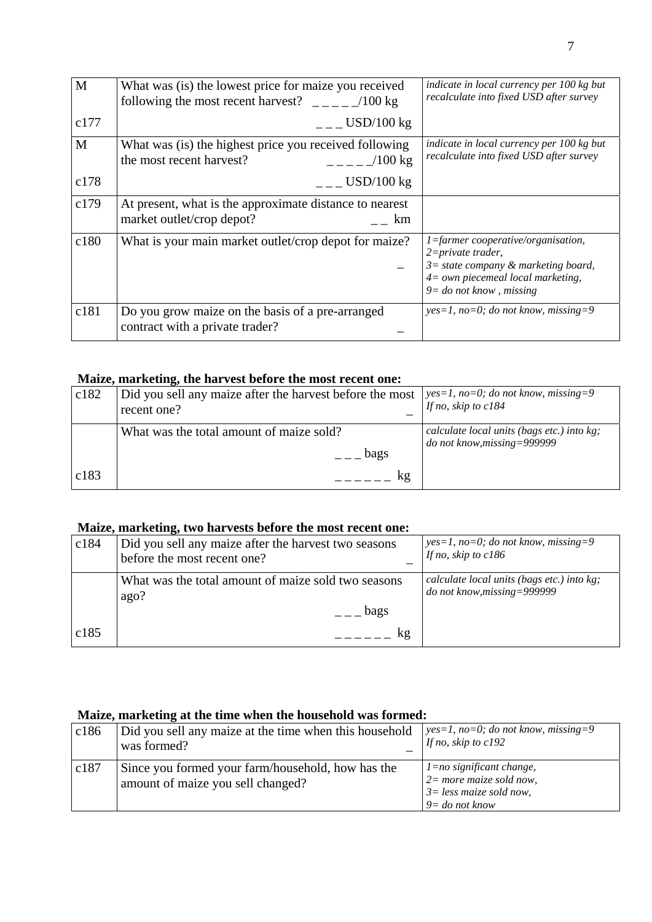| | | |
|---|---|---|
| M<br><br>c177 | What was (is) the lowest price for maize you received following the most recent harvest? _ _ _ _ _/100 kg<br><br>_ _ _ USD/100 kg | *indicate in local currency per 100 kg but recalculate into fixed USD after survey* |
| M<br><br>c178 | What was (is) the highest price you received following the most recent harvest? _ _ _ _ _/100 kg<br><br>_ _ _ USD/100 kg | *indicate in local currency per 100 kg but recalculate into fixed USD after survey* |
| c179 | At present, what is the approximate distance to nearest market outlet/crop depot? _ _ km | |
| c180 | What is your main market outlet/crop depot for maize? _ | *1=farmer cooperative/organisation,*<br>*2=private trader,*<br>*3= state company & marketing board,*<br>*4= own piecemeal local marketing,*<br>*9= do not know , missing* |
| c181 | Do you grow maize on the basis of a pre-arranged contract with a private trader? _ | *yes=1, no=0; do not know, missing=9* |

**Maize, marketing, the harvest before the most recent one:**

| | | |
|---|---|---|
| c182 | Did you sell any maize after the harvest before the most recent one? _ | *yes=1, no=0; do not know, missing=9*<br>*If no, skip to c184* |
| <br><br>c183 | What was the total amount of maize sold?<br>_ _ _ bags<br>_ _ _ _ _ _ kg | *calculate local units (bags etc.) into kg; do not know,missing=999999* |

**Maize, marketing, two harvests before the most recent one:**

| | | |
|---|---|---|
| c184 | Did you sell any maize after the harvest two seasons before the most recent one? _ | *yes=1, no=0; do not know, missing=9*<br>*If no, skip to c186* |
| <br><br>c185 | What was the total amount of maize sold two seasons ago?<br>_ _ _ bags<br>_ _ _ _ _ _ kg | *calculate local units (bags etc.) into kg; do not know,missing=999999* |

**Maize, marketing at the time when the household was formed:**

| | | |
|---|---|---|
| c186 | Did you sell any maize at the time when this household was formed? _ | *yes=1, no=0; do not know, missing=9*<br>*If no, skip to c192* |
| c187 | Since you formed your farm/household, how has the amount of maize you sell changed? | *1=no significant change,*<br>*2= more maize sold now,*<br>*3= less maize sold now,*<br>*9= do not know* |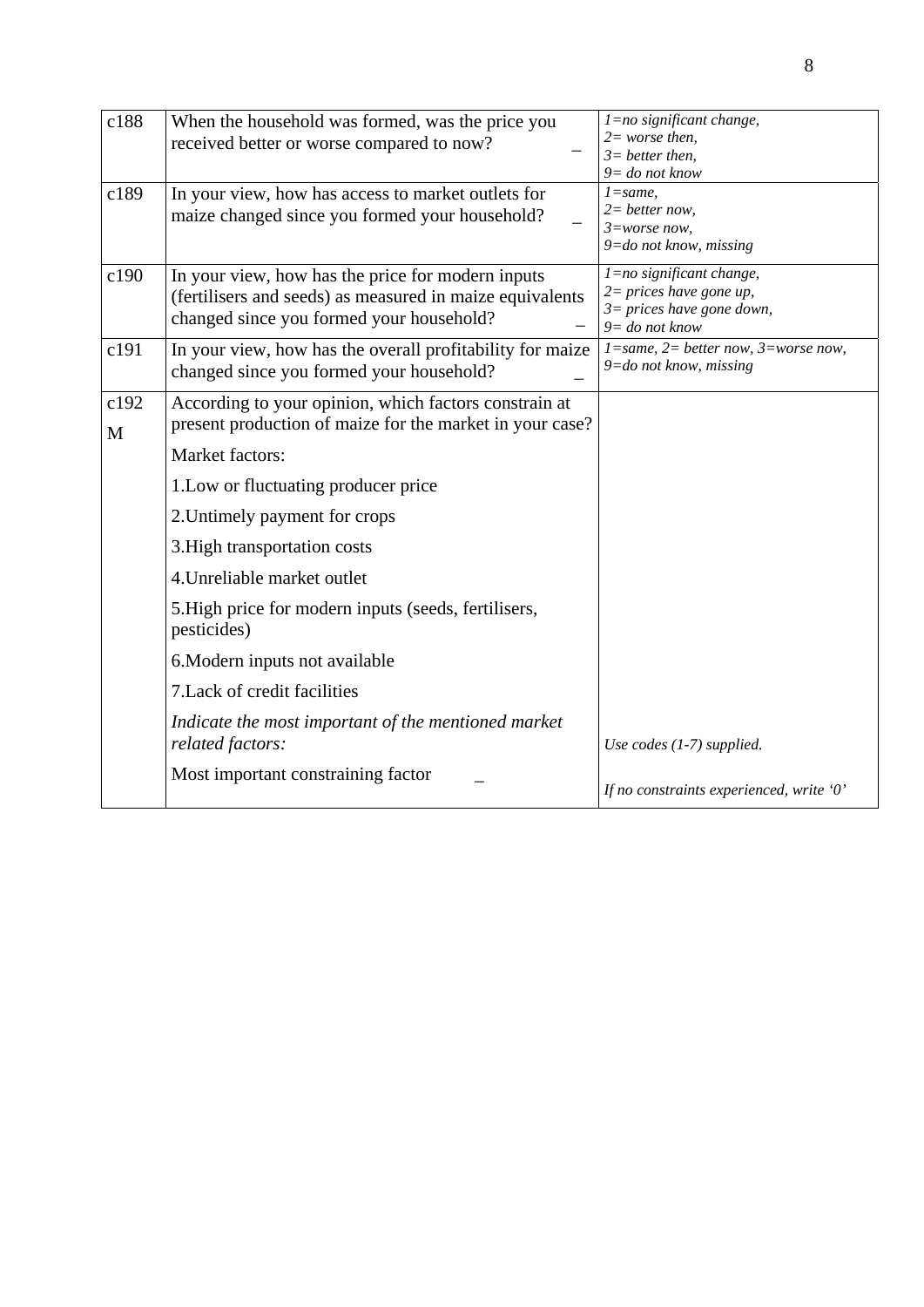| | | |
|---|---|---|
| c188 | When the household was formed, was the price you received better or worse compared to now? _ | *1=no significant change,*<br>*2= worse then,*<br>*3= better then,*<br>*9= do not know* |
| c189 | In your view, how has access to market outlets for maize changed since you formed your household? _ | *1=same,*<br>*2= better now,*<br>*3=worse now,*<br>*9=do not know, missing* |
| c190 | In your view, how has the price for modern inputs (fertilisers and seeds) as measured in maize equivalents changed since you formed your household? _ | *1=no significant change,*<br>*2= prices have gone up,*<br>*3= prices have gone down,*<br>*9= do not know* |
| c191 | In your view, how has the overall profitability for maize changed since you formed your household? _ | *1=same, 2= better now, 3=worse now,*<br>*9=do not know, missing* |
| c192<br>M | According to your opinion, which factors constrain at present production of maize for the market in your case?<br>Market factors:<br>1.Low or fluctuating producer price<br>2.Untimely payment for crops<br>3.High transportation costs<br>4.Unreliable market outlet<br>5.High price for modern inputs (seeds, fertilisers, pesticides)<br>6.Modern inputs not available<br>7.Lack of credit facilities<br>*Indicate the most important of the mentioned market related factors:*<br>Most important constraining factor _ | *Use codes (1-7) supplied.*<br>*If no constraints experienced, write '0'* |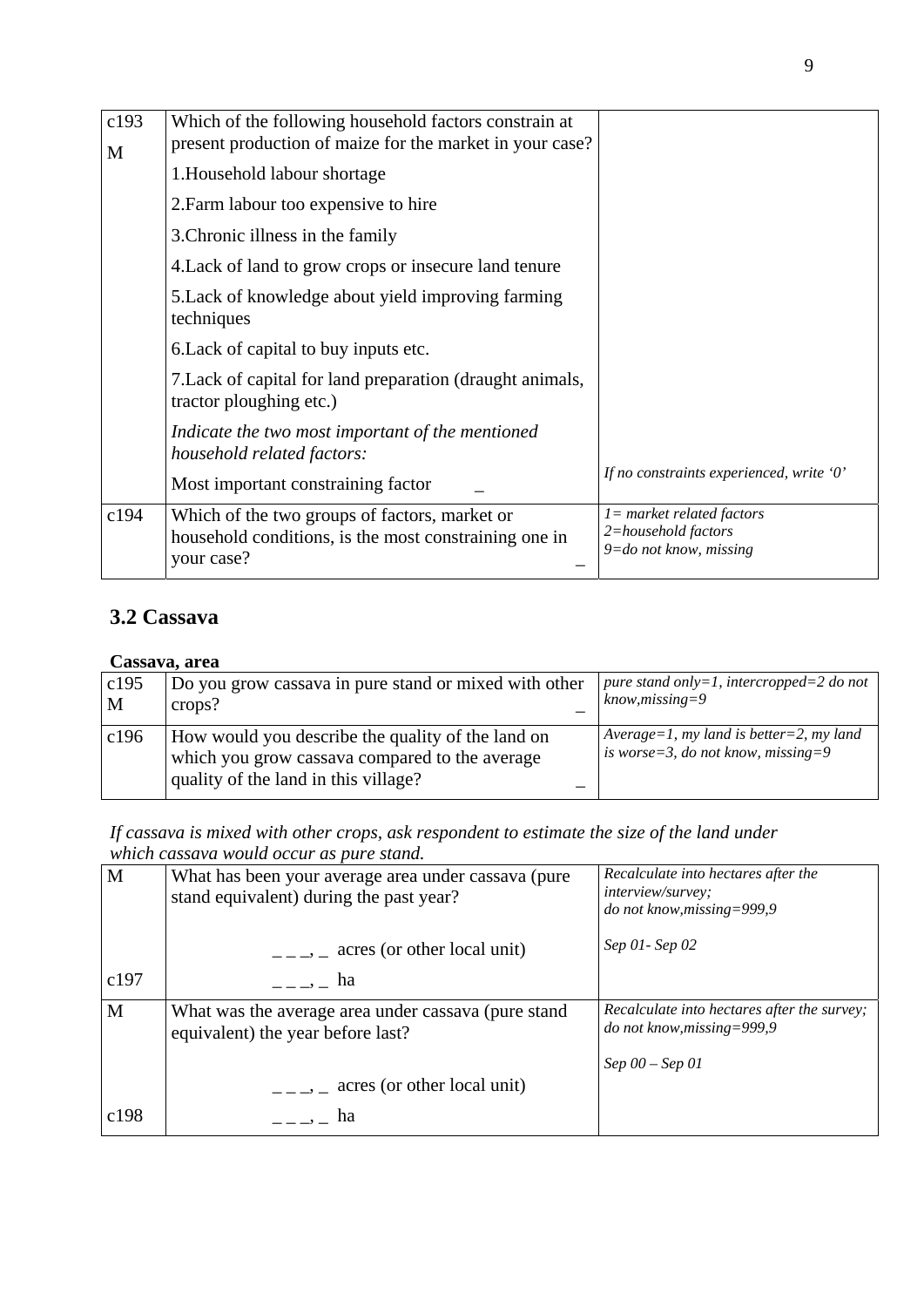| | | |
|---|---|---|
| c193<br>M | Which of the following household factors constrain at present production of maize for the market in your case?<br>1.Household labour shortage<br>2.Farm labour too expensive to hire<br>3.Chronic illness in the family<br>4.Lack of land to grow crops or insecure land tenure<br>5.Lack of knowledge about yield improving farming techniques<br>6.Lack of capital to buy inputs etc.<br>7.Lack of capital for land preparation (draught animals, tractor ploughing etc.)<br>*Indicate the two most important of the mentioned household related factors:*<br>Most important constraining factor _ | *If no constraints experienced, write '0'* |
| c194 | Which of the two groups of factors, market or household conditions, is the most constraining one in your case? _ | *1= market related factors*<br>*2=household factors*<br>*9=do not know, missing* |

## 3.2 Cassava

**Cassava, area**

| | | |
|---|---|---|
| c195<br>M | Do you grow cassava in pure stand or mixed with other crops? _ | *pure stand only=1, intercropped=2 do not know,missing=9* |
| c196 | How would you describe the quality of the land on which you grow cassava compared to the average quality of the land in this village? _ | *Average=1, my land is better=2, my land is worse=3, do not know, missing=9* |

*If cassava is mixed with other crops, ask respondent to estimate the size of the land under which cassava would occur as pure stand.*

| | | |
|---|---|---|
| M | What has been your average area under cassava (pure stand equivalent) during the past year?<br><br>_ _ _, _ acres (or other local unit) | *Recalculate into hectares after the interview/survey;*<br>*do not know,missing=999,9*<br><br>*Sep 01- Sep 02* |
| c197 | _ _ _, _ ha | |
| M | What was the average area under cassava (pure stand equivalent) the year before last?<br><br>_ _ _, _ acres (or other local unit) | *Recalculate into hectares after the survey; do not know,missing=999,9*<br><br>*Sep 00 – Sep 01* |
| c198 | _ _ _, _ ha | |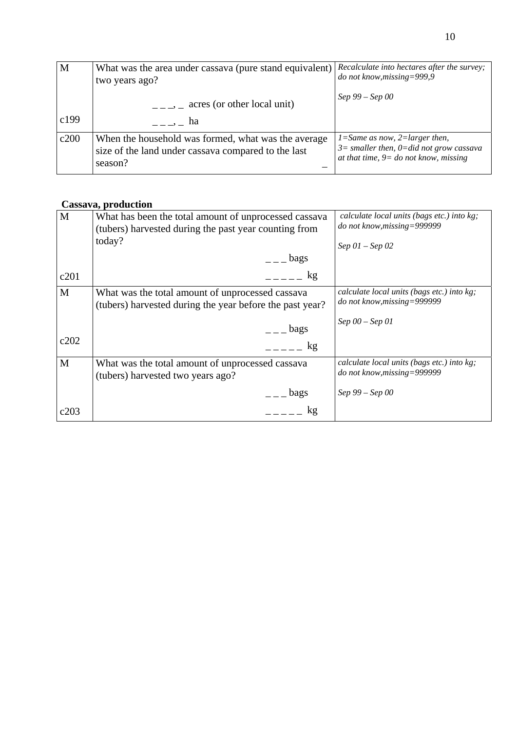| M<br><br><br>c199 | What was the area under cassava (pure stand equivalent) two years ago?<br><br>_ _ _, _ acres (or other local unit)<br>_ _ _, _ ha | *Recalculate into hectares after the survey; do not know,missing=999,9*<br><br>*Sep 99 – Sep 00* |
|---|---|---|
| c200 | When the household was formed, what was the average size of the land under cassava compared to the last season? _ | *1=Same as now, 2=larger then, 3= smaller then, 0=did not grow cassava at that time, 9= do not know, missing* |

**Cassava, production**

| M<br><br><br>c201 | What has been the total amount of unprocessed cassava (tubers) harvested during the past year counting from today?<br><br>_ _ _ bags<br>_ _ _ _ _ kg | *calculate local units (bags etc.) into kg; do not know,missing=999999*<br><br>*Sep 01 – Sep 02* |
|---|---|---|
| M<br><br><br>c202 | What was the total amount of unprocessed cassava (tubers) harvested during the year before the past year?<br><br>_ _ _ bags<br>_ _ _ _ _ kg | *calculate local units (bags etc.) into kg; do not know,missing=999999*<br><br>*Sep 00 – Sep 01* |
| M<br><br><br>c203 | What was the total amount of unprocessed cassava (tubers) harvested two years ago?<br><br>_ _ _ bags<br>_ _ _ _ _ kg | *calculate local units (bags etc.) into kg; do not know,missing=999999*<br><br>*Sep 99 – Sep 00* |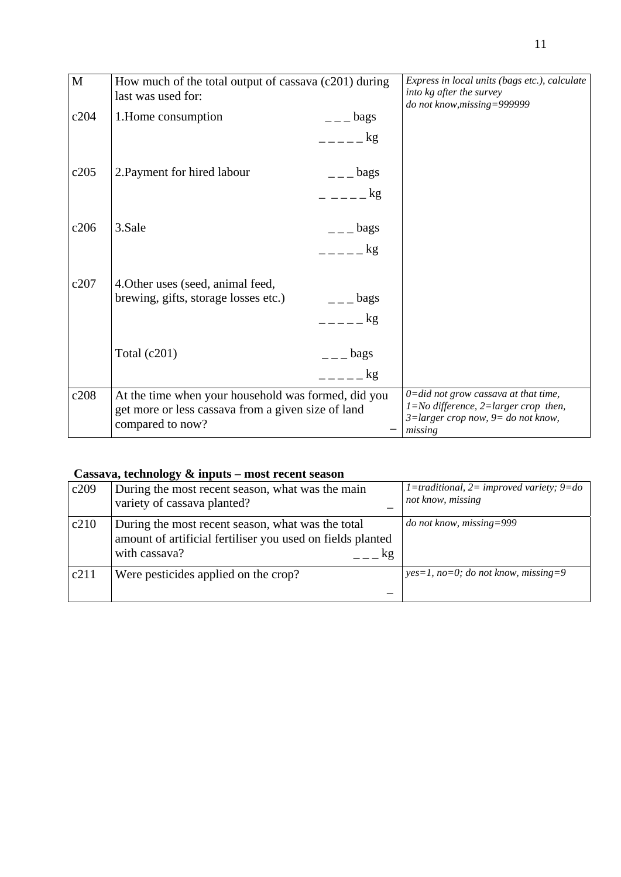| M | How much of the total output of cassava (c201) during last was used for: | | *Express in local units (bags etc.), calculate into kg after the survey do not know,missing=999999* |
|---|---|---|---|
| c204 | 1.Home consumption | _ _ _ bags<br>_ _ _ _ _ kg | |
| c205 | 2.Payment for hired labour | _ _ _ bags<br>_ _ _ _ _ kg | |
| c206 | 3.Sale | _ _ _ bags<br>_ _ _ _ _ kg | |
| c207 | 4.Other uses (seed, animal feed, brewing, gifts, storage losses etc.) | _ _ _ bags<br>_ _ _ _ _ kg | |
| | Total (c201) | _ _ _ bags<br>_ _ _ _ _ kg | |
| c208 | At the time when your household was formed, did you get more or less cassava from a given size of land compared to now? | _ | *0=did not grow cassava at that time, 1=No difference, 2=larger crop then, 3=larger crop now, 9= do not know, missing* |

**Cassava, technology & inputs – most recent season**

| | | | |
|---|---|---|---|
| c209 | During the most recent season, what was the main variety of cassava planted? | _ | *1=traditional, 2= improved variety; 9=do not know, missing* |
| c210 | During the most recent season, what was the total amount of artificial fertiliser you used on fields planted with cassava? | _ _ _ kg | *do not know, missing=999* |
| c211 | Were pesticides applied on the crop? | _ | *yes=1, no=0; do not know, missing=9* |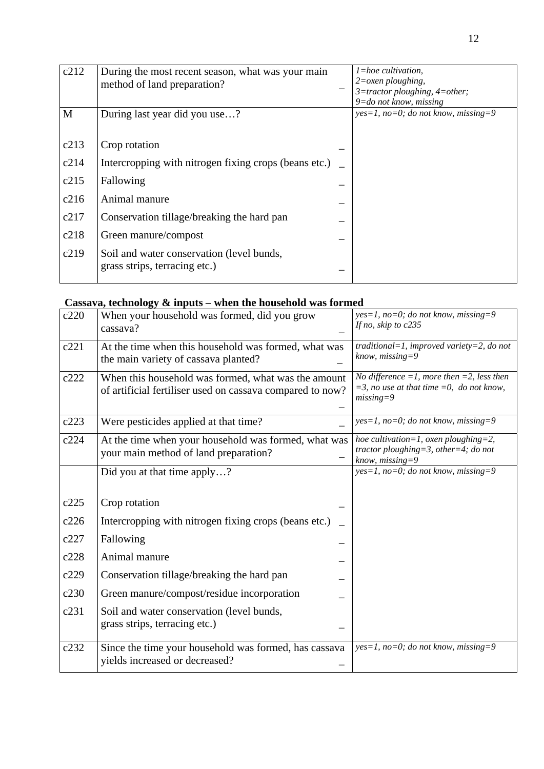| c212 | During the most recent season, what was your main method of land preparation? _ | *1=hoe cultivation, 2=oxen ploughing, 3=tractor ploughing, 4=other; 9=do not know, missing* |
|---|---|---|
| M | During last year did you use…? | *yes=1, no=0; do not know, missing=9* |
| c213 | Crop rotation _ | |
| c214 | Intercropping with nitrogen fixing crops (beans etc.) _ | |
| c215 | Fallowing _ | |
| c216 | Animal manure _ | |
| c217 | Conservation tillage/breaking the hard pan _ | |
| c218 | Green manure/compost _ | |
| c219 | Soil and water conservation (level bunds, grass strips, terracing etc.) _ | |

**Cassava, technology & inputs – when the household was formed**

| c220 | When your household was formed, did you grow cassava? _ | *yes=1, no=0; do not know, missing=9 If no, skip to c235* |
|---|---|---|
| c221 | At the time when this household was formed, what was the main variety of cassava planted? _ | *traditional=1, improved variety=2, do not know, missing=9* |
| c222 | When this household was formed, what was the amount of artificial fertiliser used on cassava compared to now? _ | *No difference =1, more then =2, less then =3, no use at that time =0, do not know, missing=9* |
| c223 | Were pesticides applied at that time? _ | *yes=1, no=0; do not know, missing=9* |
| c224 | At the time when your household was formed, what was your main method of land preparation? _ | *hoe cultivation=1, oxen ploughing=2, tractor ploughing=3, other=4; do not know, missing=9* |
| | Did you at that time apply…? | *yes=1, no=0; do not know, missing=9* |
| c225 | Crop rotation _ | |
| c226 | Intercropping with nitrogen fixing crops (beans etc.) _ | |
| c227 | Fallowing _ | |
| c228 | Animal manure _ | |
| c229 | Conservation tillage/breaking the hard pan _ | |
| c230 | Green manure/compost/residue incorporation _ | |
| c231 | Soil and water conservation (level bunds, grass strips, terracing etc.) _ | |
| c232 | Since the time your household was formed, has cassava yields increased or decreased? _ | *yes=1, no=0; do not know, missing=9* |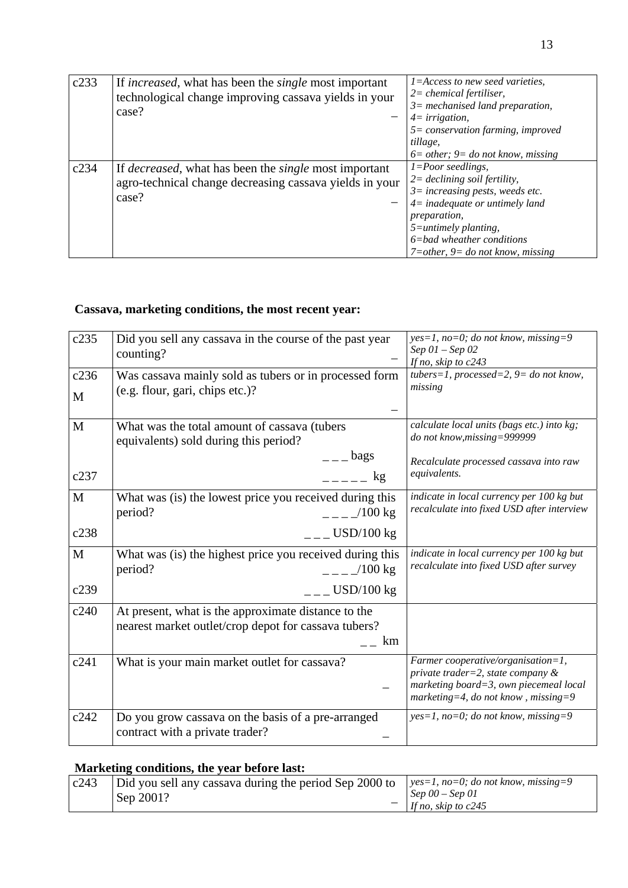| | | |
|---|---|---|
| c233 | If *increased*, what has been the *single* most important technological change improving cassava yields in your case? _ | *1=Access to new seed varieties, 2= chemical fertiliser, 3= mechanised land preparation, 4= irrigation, 5= conservation farming, improved tillage, 6= other; 9= do not know, missing* |
| c234 | If *decreased*, what has been the *single* most important agro-technical change decreasing cassava yields in your case? _ | *1=Poor seedlings, 2= declining soil fertility, 3= increasing pests, weeds etc. 4= inadequate or untimely land preparation, 5=untimely planting, 6=bad wheather conditions 7=other, 9= do not know, missing* |

**Cassava, marketing conditions, the most recent year:**

| | | |
|---|---|---|
| c235 | Did you sell any cassava in the course of the past year counting? _ | *yes=1, no=0; do not know, missing=9 Sep 01 – Sep 02 If no, skip to c243* |
| c236 M | Was cassava mainly sold as tubers or in processed form (e.g. flour, gari, chips etc.)? _ | *tubers=1, processed=2, 9= do not know, missing* |
| M c237 | What was the total amount of cassava (tubers equivalents) sold during this period? _ _ _ bags _ _ _ _ _ kg | *calculate local units (bags etc.) into kg; do not know,missing=999999 Recalculate processed cassava into raw equivalents.* |
| M c238 | What was (is) the lowest price you received during this period? _ _ _ _/100 kg _ _ _ USD/100 kg | *indicate in local currency per 100 kg but recalculate into fixed USD after interview* |
| M c239 | What was (is) the highest price you received during this period? _ _ _ _/100 kg _ _ _ USD/100 kg | *indicate in local currency per 100 kg but recalculate into fixed USD after survey* |
| c240 | At present, what is the approximate distance to the nearest market outlet/crop depot for cassava tubers? _ _ km | |
| c241 | What is your main market outlet for cassava? _ | *Farmer cooperative/organisation=1, private trader=2, state company & marketing board=3, own piecemeal local marketing=4, do not know , missing=9* |
| c242 | Do you grow cassava on the basis of a pre-arranged contract with a private trader? _ | *yes=1, no=0; do not know, missing=9* |

**Marketing conditions, the year before last:**

| | | |
|---|---|---|
| c243 | Did you sell any cassava during the period Sep 2000 to Sep 2001? _ | *yes=1, no=0; do not know, missing=9 Sep 00 – Sep 01 If no, skip to c245* |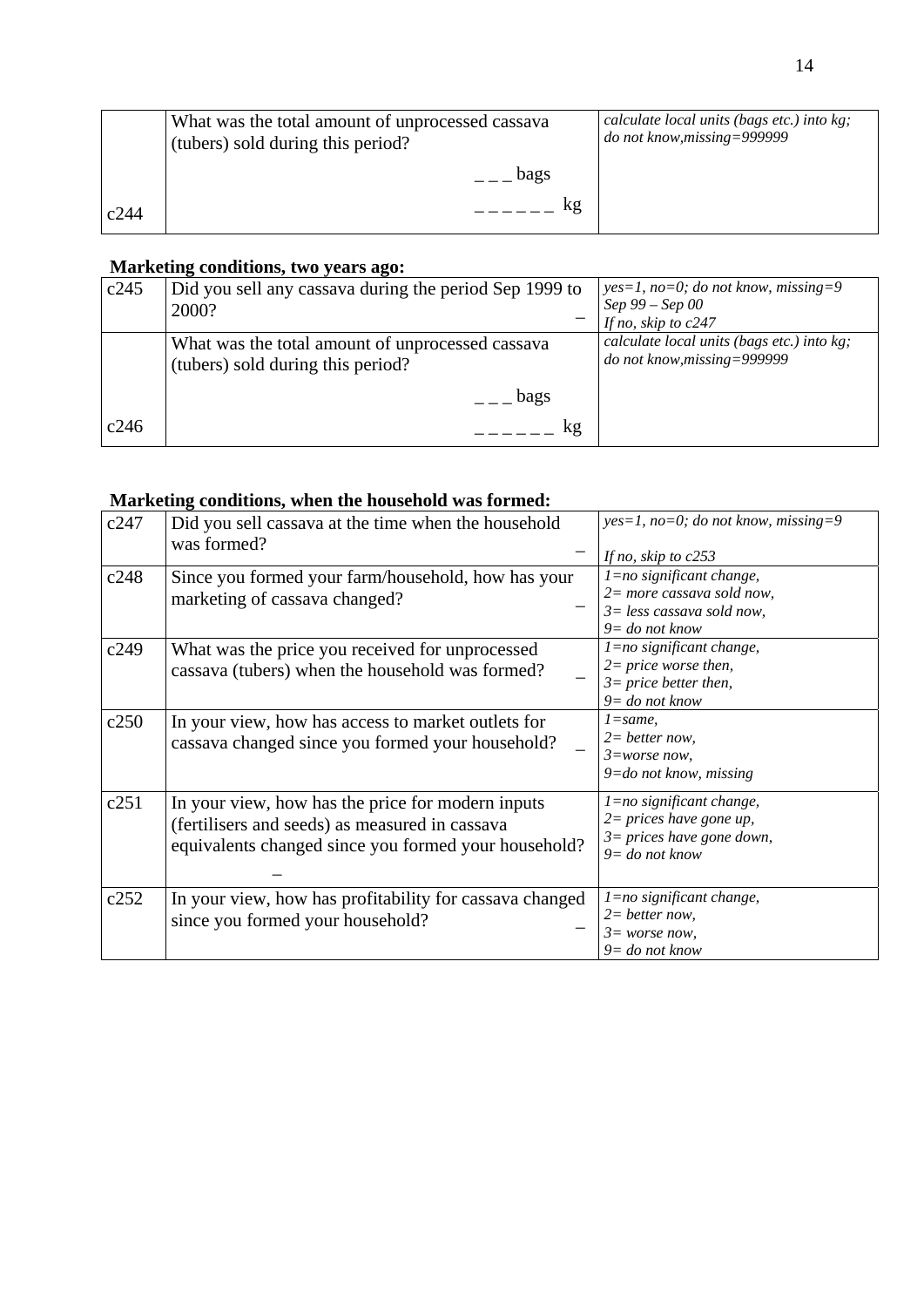| | | |
|---|---|---|
| c244 | What was the total amount of unprocessed cassava (tubers) sold during this period? _ _ _ bags _ _ _ _ _ _ kg | *calculate local units (bags etc.) into kg; do not know,missing=999999* |

**Marketing conditions, two years ago:**

| | | |
|---|---|---|
| c245 | Did you sell any cassava during the period Sep 1999 to 2000? _ | *yes=1, no=0; do not know, missing=9 Sep 99 – Sep 00 If no, skip to c247* |
| c246 | What was the total amount of unprocessed cassava (tubers) sold during this period? _ _ _ bags _ _ _ _ _ _ kg | *calculate local units (bags etc.) into kg; do not know,missing=999999* |

**Marketing conditions, when the household was formed:**

| | | |
|---|---|---|
| c247 | Did you sell cassava at the time when the household was formed? _ | *yes=1, no=0; do not know, missing=9 If no, skip to c253* |
| c248 | Since you formed your farm/household, how has your marketing of cassava changed? _ | *1=no significant change, 2= more cassava sold now, 3= less cassava sold now, 9= do not know* |
| c249 | What was the price you received for unprocessed cassava (tubers) when the household was formed? _ | *1=no significant change, 2= price worse then, 3= price better then, 9= do not know* |
| c250 | In your view, how has access to market outlets for cassava changed since you formed your household? _ | *1=same, 2= better now, 3=worse now, 9=do not know, missing* |
| c251 | In your view, how has the price for modern inputs (fertilisers and seeds) as measured in cassava equivalents changed since you formed your household? _ | *1=no significant change, 2= prices have gone up, 3= prices have gone down, 9= do not know* |
| c252 | In your view, how has profitability for cassava changed since you formed your household? _ | *1=no significant change, 2= better now, 3= worse now, 9= do not know* |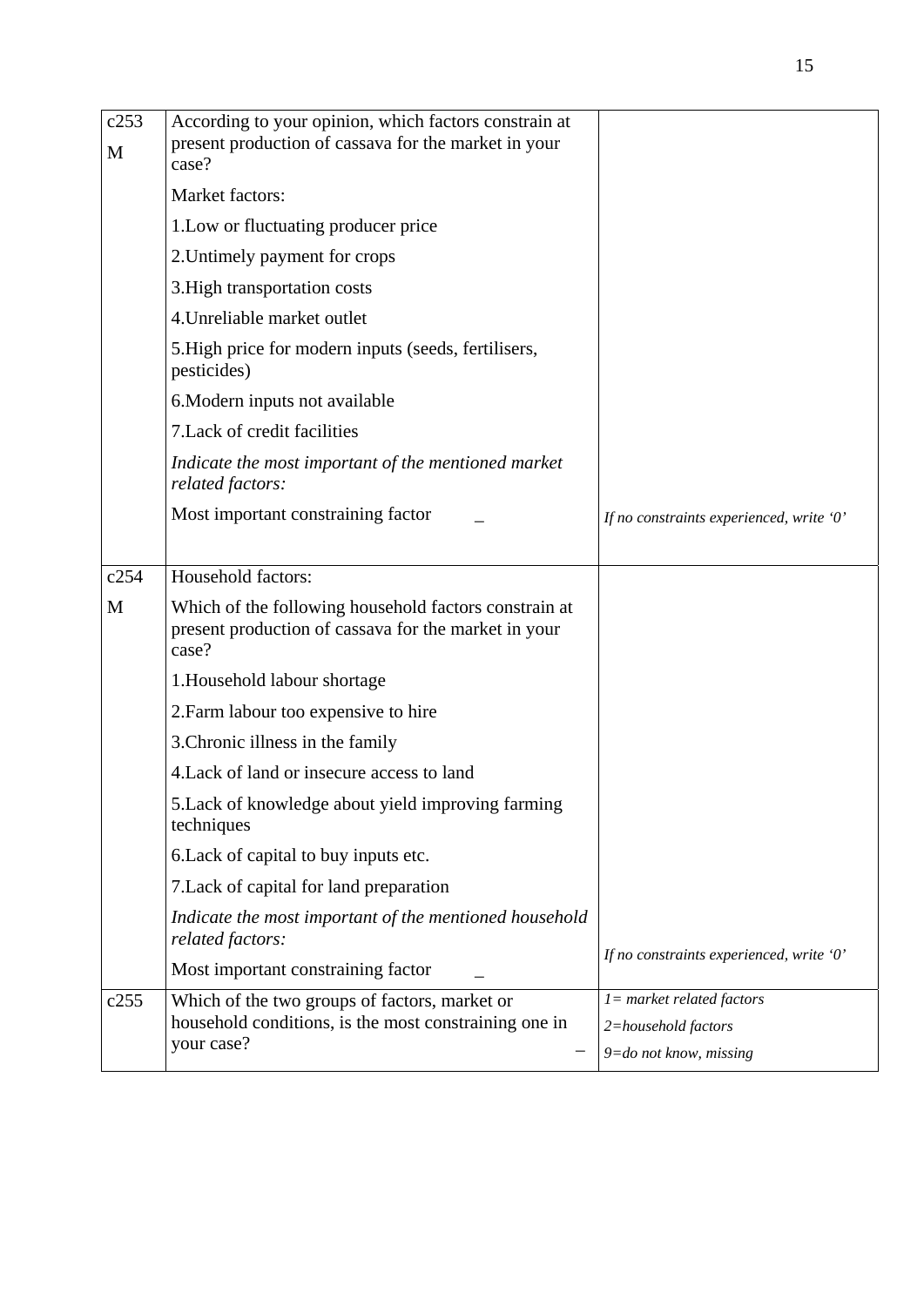| | | |
|---|---|---|
| c253<br>M | According to your opinion, which factors constrain at present production of cassava for the market in your case?<br>Market factors:<br>1.Low or fluctuating producer price<br>2.Untimely payment for crops<br>3.High transportation costs<br>4.Unreliable market outlet<br>5.High price for modern inputs (seeds, fertilisers, pesticides)<br>6.Modern inputs not available<br>7.Lack of credit facilities<br>*Indicate the most important of the mentioned market related factors:*<br>Most important constraining factor _ | *If no constraints experienced, write '0'* |
| c254<br>M | Household factors:<br>Which of the following household factors constrain at present production of cassava for the market in your case?<br>1.Household labour shortage<br>2.Farm labour too expensive to hire<br>3.Chronic illness in the family<br>4.Lack of land or insecure access to land<br>5.Lack of knowledge about yield improving farming techniques<br>6.Lack of capital to buy inputs etc.<br>7.Lack of capital for land preparation<br>*Indicate the most important of the mentioned household related factors:*<br>Most important constraining factor _ | *If no constraints experienced, write '0'* |
| c255 | Which of the two groups of factors, market or household conditions, is the most constraining one in your case? _ | *1= market related factors*<br>*2=household factors*<br>*9=do not know, missing* |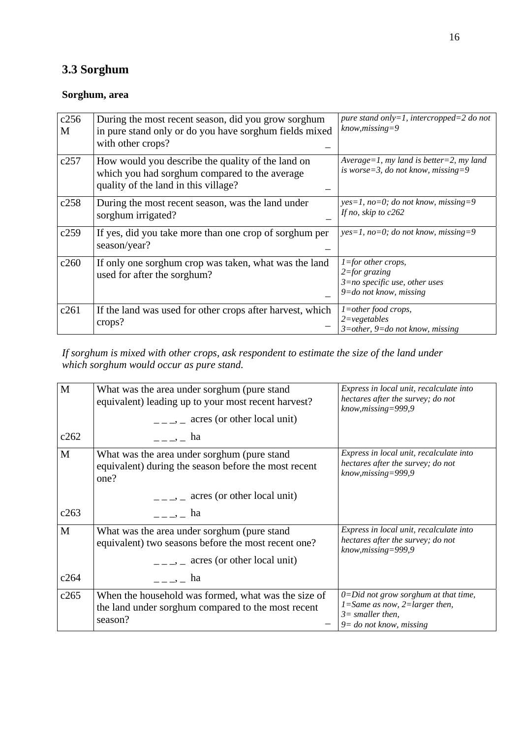## 3.3 Sorghum

**Sorghum, area**

| | | |
|---|---|---|
| c256 M | During the most recent season, did you grow sorghum in pure stand only or do you have sorghum fields mixed with other crops? _ | *pure stand only=1, intercropped=2 do not know,missing=9* |
| c257 | How would you describe the quality of the land on which you had sorghum compared to the average quality of the land in this village? _ | *Average=1, my land is better=2, my land is worse=3, do not know, missing=9* |
| c258 | During the most recent season, was the land under sorghum irrigated? _ | *yes=1, no=0; do not know, missing=9 If no, skip to c262* |
| c259 | If yes, did you take more than one crop of sorghum per season/year? _ | *yes=1, no=0; do not know, missing=9* |
| c260 | If only one sorghum crop was taken, what was the land used for after the sorghum? _ | *1=for other crops, 2=for grazing 3=no specific use, other uses 9=do not know, missing* |
| c261 | If the land was used for other crops after harvest, which crops? _ | *1=other food crops, 2=vegetables 3=other, 9=do not know, missing* |

*If sorghum is mixed with other crops, ask respondent to estimate the size of the land under which sorghum would occur as pure stand.*

| | | |
|---|---|---|
| M | What was the area under sorghum (pure stand equivalent) leading up to your most recent harvest? | *Express in local unit, recalculate into hectares after the survey; do not know,missing=999,9* |
| | _ _ _, _ acres (or other local unit) | |
| c262 | _ _ _, _ ha | |
| M | What was the area under sorghum (pure stand equivalent) during the season before the most recent one? | *Express in local unit, recalculate into hectares after the survey; do not know,missing=999,9* |
| | _ _ _, _ acres (or other local unit) | |
| c263 | _ _ _, _ ha | |
| M | What was the area under sorghum (pure stand equivalent) two seasons before the most recent one? | *Express in local unit, recalculate into hectares after the survey; do not know,missing=999,9* |
| | _ _ _, _ acres (or other local unit) | |
| c264 | _ _ _, _ ha | |
| c265 | When the household was formed, what was the size of the land under sorghum compared to the most recent season? _ | *0=Did not grow sorghum at that time, 1=Same as now, 2=larger then, 3= smaller then, 9= do not know, missing* |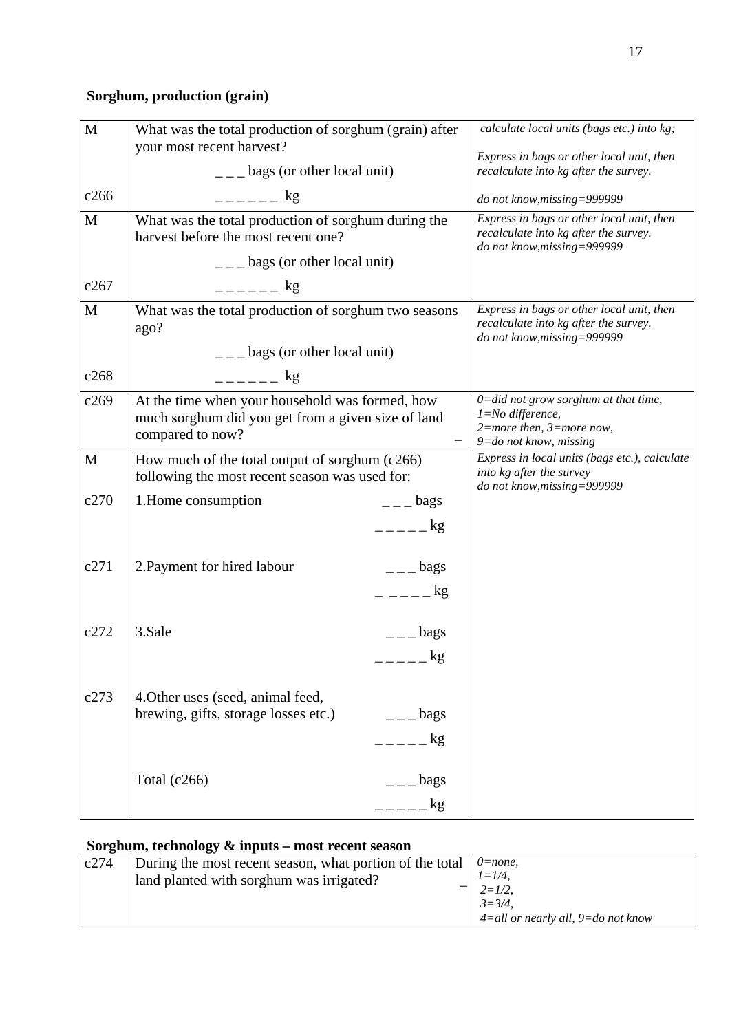**Sorghum, production (grain)**

| | | |
|---|---|---|
| M<br><br><br>c266 | What was the total production of sorghum (grain) after your most recent harvest?<br>_ _ _ bags (or other local unit)<br>_ _ _ _ _ _ kg | *calculate local units (bags etc.) into kg;*<br>*Express in bags or other local unit, then recalculate into kg after the survey.*<br>*do not know,missing=999999* |
| M<br><br><br>c267 | What was the total production of sorghum during the harvest before the most recent one?<br>_ _ _ bags (or other local unit)<br>_ _ _ _ _ _ kg | *Express in bags or other local unit, then recalculate into kg after the survey.*<br>*do not know,missing=999999* |
| M<br><br><br>c268 | What was the total production of sorghum two seasons ago?<br>_ _ _ bags (or other local unit)<br>_ _ _ _ _ _ kg | *Express in bags or other local unit, then recalculate into kg after the survey.*<br>*do not know,missing=999999* |
| c269 | At the time when your household was formed, how much sorghum did you get from a given size of land compared to now? _ | *0=did not grow sorghum at that time,*<br>*1=No difference,*<br>*2=more then, 3=more now,*<br>*9=do not know, missing* |
| M | How much of the total output of sorghum (c266) following the most recent season was used for: | *Express in local units (bags etc.), calculate into kg after the survey*<br>*do not know,missing=999999* |
| c270 | 1.Home consumption _ _ _ bags<br>_ _ _ _ _ kg | |
| c271 | 2.Payment for hired labour _ _ _ bags<br>_ _ _ _ _ kg | |
| c272 | 3.Sale _ _ _ bags<br>_ _ _ _ _ kg | |
| c273 | 4.Other uses (seed, animal feed, brewing, gifts, storage losses etc.) _ _ _ bags<br>_ _ _ _ _ kg | |
| | Total (c266) _ _ _ bags<br>_ _ _ _ _ kg | |

**Sorghum, technology & inputs – most recent season**

| | | |
|---|---|---|
| c274 | During the most recent season, what portion of the total land planted with sorghum was irrigated? _ | *0=none,*<br>*1=1/4,*<br>*2=1/2,*<br>*3=3/4,*<br>*4=all or nearly all, 9=do not know* |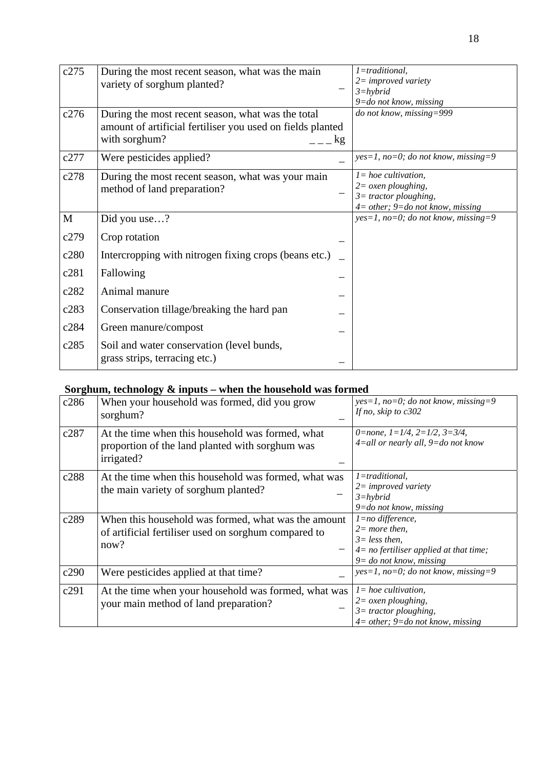| | | |
|---|---|---|
| c275 | During the most recent season, what was the main variety of sorghum planted? _ | *1=traditional,*<br>*2= improved variety*<br>*3=hybrid*<br>*9=do not know, missing* |
| c276 | During the most recent season, what was the total amount of artificial fertiliser you used on fields planted with sorghum? _ _ _ kg | *do not know, missing=999* |
| c277 | Were pesticides applied? _ | *yes=1, no=0; do not know, missing=9* |
| c278 | During the most recent season, what was your main method of land preparation? _ | *1= hoe cultivation,*<br>*2= oxen ploughing,*<br>*3= tractor ploughing,*<br>*4= other; 9=do not know, missing* |
| M | Did you use…? | *yes=1, no=0; do not know, missing=9* |
| c279 | Crop rotation _ | |
| c280 | Intercropping with nitrogen fixing crops (beans etc.) _ | |
| c281 | Fallowing _ | |
| c282 | Animal manure _ | |
| c283 | Conservation tillage/breaking the hard pan _ | |
| c284 | Green manure/compost _ | |
| c285 | Soil and water conservation (level bunds, grass strips, terracing etc.) _ | |

**Sorghum, technology & inputs – when the household was formed**

| | | |
|---|---|---|
| c286 | When your household was formed, did you grow sorghum? _ | *yes=1, no=0; do not know, missing=9*<br>*If no, skip to c302* |
| c287 | At the time when this household was formed, what proportion of the land planted with sorghum was irrigated? _ | *0=none, 1=1/4, 2=1/2, 3=3/4,*<br>*4=all or nearly all, 9=do not know* |
| c288 | At the time when this household was formed, what was the main variety of sorghum planted? _ | *1=traditional,*<br>*2= improved variety*<br>*3=hybrid*<br>*9=do not know, missing* |
| c289 | When this household was formed, what was the amount of artificial fertiliser used on sorghum compared to now? _ | *1=no difference,*<br>*2= more then,*<br>*3= less then,*<br>*4= no fertiliser applied at that time;*<br>*9= do not know, missing* |
| c290 | Were pesticides applied at that time? _ | *yes=1, no=0; do not know, missing=9* |
| c291 | At the time when your household was formed, what was your main method of land preparation? _ | *1= hoe cultivation,*<br>*2= oxen ploughing,*<br>*3= tractor ploughing,*<br>*4= other; 9=do not know, missing* |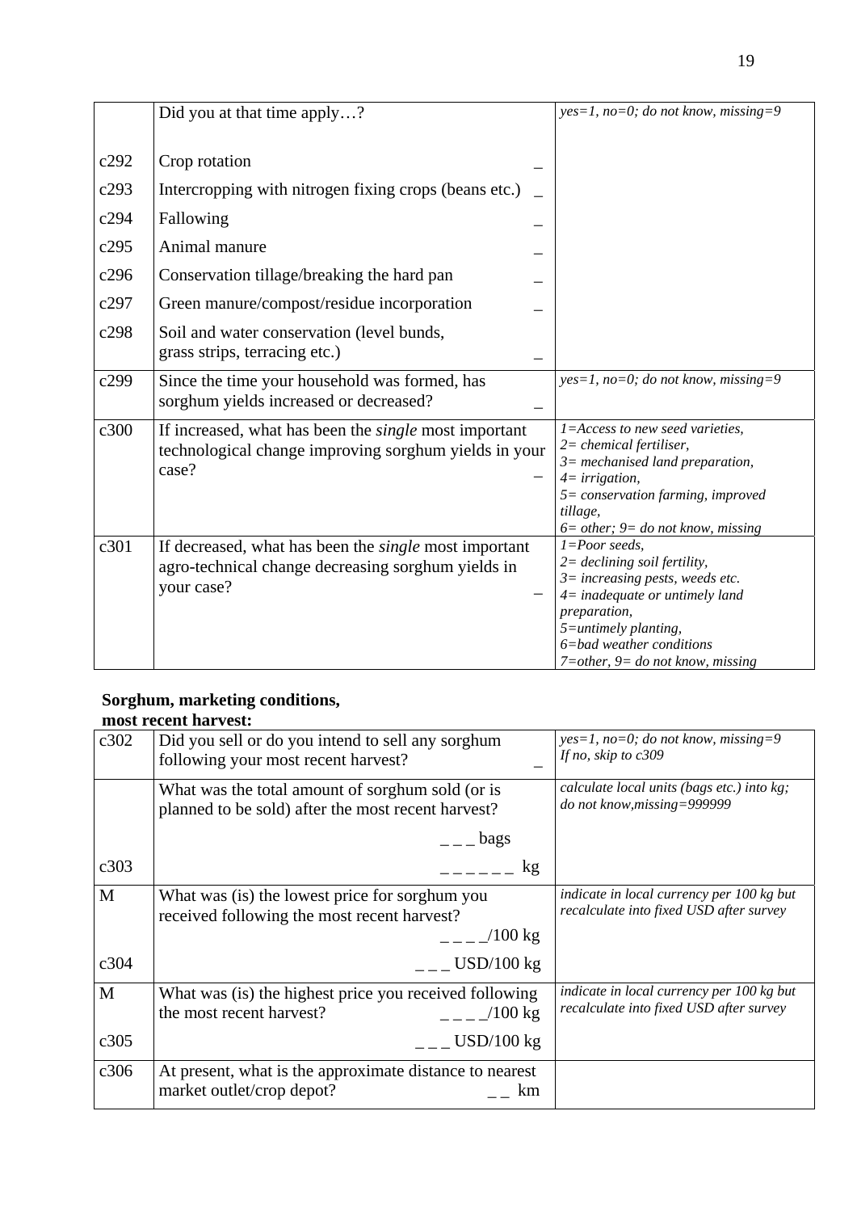| | Did you at that time apply…? | *yes=1, no=0; do not know, missing=9* |
|---|---|---|
| c292 | Crop rotation _ | |
| c293 | Intercropping with nitrogen fixing crops (beans etc.) _ | |
| c294 | Fallowing _ | |
| c295 | Animal manure _ | |
| c296 | Conservation tillage/breaking the hard pan _ | |
| c297 | Green manure/compost/residue incorporation _ | |
| c298 | Soil and water conservation (level bunds, grass strips, terracing etc.) _ | |
| c299 | Since the time your household was formed, has sorghum yields increased or decreased? _ | *yes=1, no=0; do not know, missing=9* |
| c300 | If increased, what has been the *single* most important technological change improving sorghum yields in your case? _ | *1=Access to new seed varieties, 2= chemical fertiliser, 3= mechanised land preparation, 4= irrigation, 5= conservation farming, improved tillage, 6= other; 9= do not know, missing* |
| c301 | If decreased, what has been the *single* most important agro-technical change decreasing sorghum yields in your case? _ | *1=Poor seeds, 2= declining soil fertility, 3= increasing pests, weeds etc. 4= inadequate or untimely land preparation, 5=untimely planting, 6=bad weather conditions 7=other, 9= do not know, missing* |

**Sorghum, marketing conditions, most recent harvest:**

| | | |
|---|---|---|
| c302 | Did you sell or do you intend to sell any sorghum following your most recent harvest? _ | *yes=1, no=0; do not know, missing=9 If no, skip to c309* |
| | What was the total amount of sorghum sold (or is planned to be sold) after the most recent harvest? _ _ _ bags | *calculate local units (bags etc.) into kg; do not know,missing=999999* |
| c303 | _ _ _ _ _ _ kg | |
| M | What was (is) the lowest price for sorghum you received following the most recent harvest? _ _ _ _/100 kg | *indicate in local currency per 100 kg but recalculate into fixed USD after survey* |
| c304 | _ _ _ USD/100 kg | |
| M | What was (is) the highest price you received following the most recent harvest? _ _ _ _/100 kg | *indicate in local currency per 100 kg but recalculate into fixed USD after survey* |
| c305 | _ _ _ USD/100 kg | |
| c306 | At present, what is the approximate distance to nearest market outlet/crop depot? _ _ km | |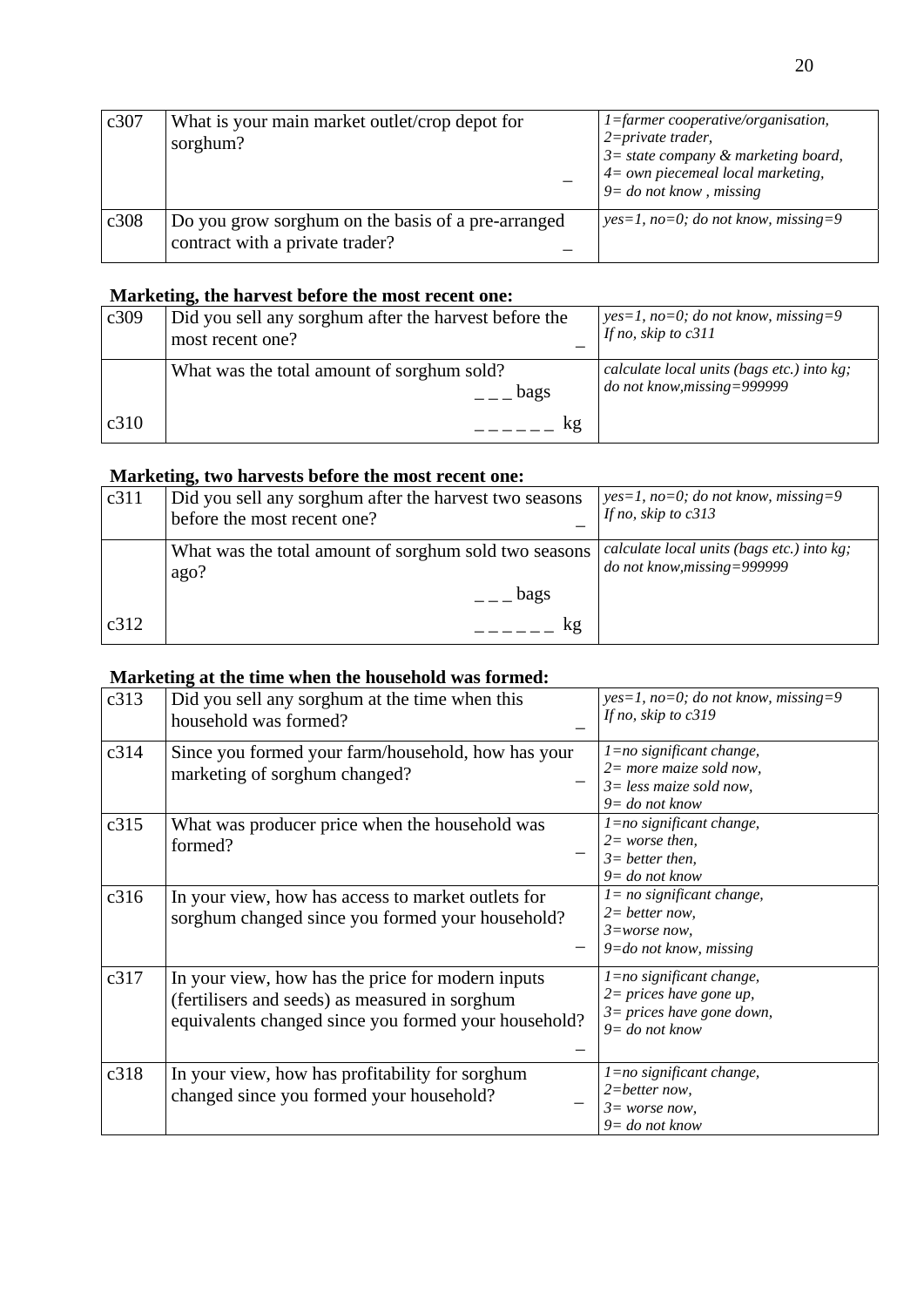| c307 | What is your main market outlet/crop depot for sorghum? _ | *1=farmer cooperative/organisation, 2=private trader, 3= state company & marketing board, 4= own piecemeal local marketing, 9= do not know , missing* |
|---|---|---|
| c308 | Do you grow sorghum on the basis of a pre-arranged contract with a private trader? _ | *yes=1, no=0; do not know, missing=9* |

**Marketing, the harvest before the most recent one:**

| c309 | Did you sell any sorghum after the harvest before the most recent one? _ | *yes=1, no=0; do not know, missing=9 If no, skip to c311* |
|---|---|---|
| c310 | What was the total amount of sorghum sold? _ _ _ bags _ _ _ _ _ _ kg | *calculate local units (bags etc.) into kg; do not know,missing=999999* |

**Marketing, two harvests before the most recent one:**

| c311 | Did you sell any sorghum after the harvest two seasons before the most recent one? _ | *yes=1, no=0; do not know, missing=9 If no, skip to c313* |
|---|---|---|
| c312 | What was the total amount of sorghum sold two seasons ago? _ _ _ bags _ _ _ _ _ _ kg | *calculate local units (bags etc.) into kg; do not know,missing=999999* |

**Marketing at the time when the household was formed:**

| c313 | Did you sell any sorghum at the time when this household was formed? _ | *yes=1, no=0; do not know, missing=9 If no, skip to c319* |
|---|---|---|
| c314 | Since you formed your farm/household, how has your marketing of sorghum changed? _ | *1=no significant change, 2= more maize sold now, 3= less maize sold now, 9= do not know* |
| c315 | What was producer price when the household was formed? _ | *1=no significant change, 2= worse then, 3= better then, 9= do not know* |
| c316 | In your view, how has access to market outlets for sorghum changed since you formed your household? _ | *1= no significant change, 2= better now, 3=worse now, 9=do not know, missing* |
| c317 | In your view, how has the price for modern inputs (fertilisers and seeds) as measured in sorghum equivalents changed since you formed your household? _ | *1=no significant change, 2= prices have gone up, 3= prices have gone down, 9= do not know* |
| c318 | In your view, how has profitability for sorghum changed since you formed your household? _ | *1=no significant change, 2=better now, 3= worse now, 9= do not know* |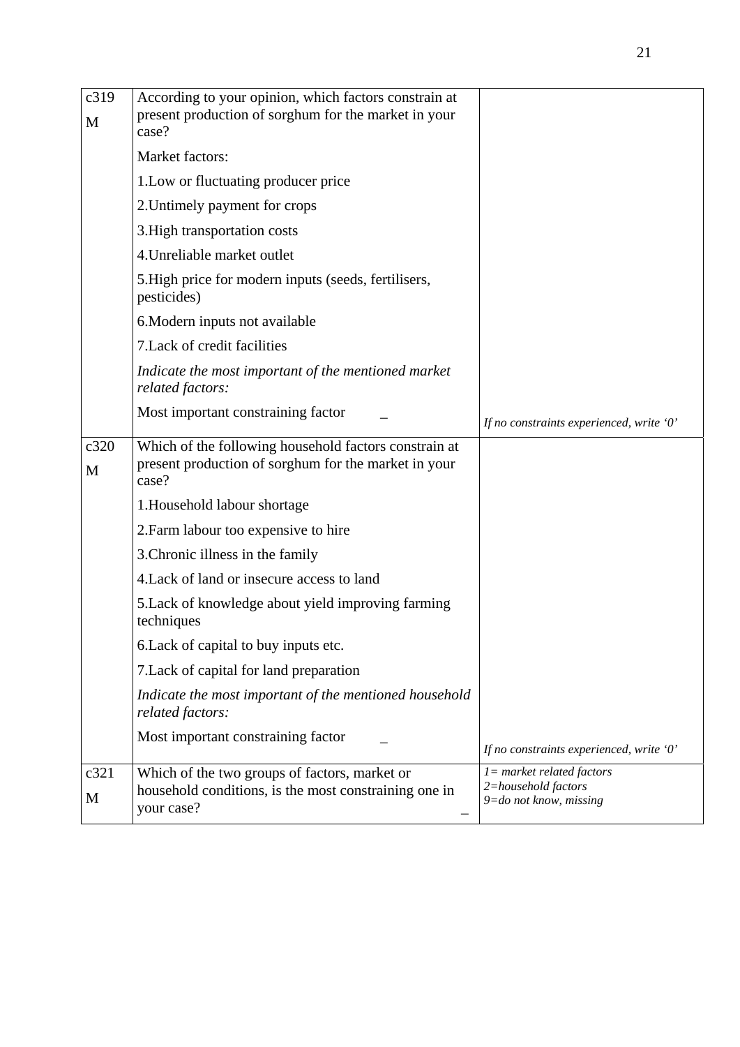| | | |
|---|---|---|
| c319<br>M | According to your opinion, which factors constrain at present production of sorghum for the market in your case?<br><br>Market factors:<br><br>1.Low or fluctuating producer price<br><br>2.Untimely payment for crops<br><br>3.High transportation costs<br><br>4.Unreliable market outlet<br><br>5.High price for modern inputs (seeds, fertilisers, pesticides)<br><br>6.Modern inputs not available<br><br>7.Lack of credit facilities<br><br>*Indicate the most important of the mentioned market related factors:*<br><br>Most important constraining factor _ | *If no constraints experienced, write '0'* |
| c320<br>M | Which of the following household factors constrain at present production of sorghum for the market in your case?<br><br>1.Household labour shortage<br><br>2.Farm labour too expensive to hire<br><br>3.Chronic illness in the family<br><br>4.Lack of land or insecure access to land<br><br>5.Lack of knowledge about yield improving farming techniques<br><br>6.Lack of capital to buy inputs etc.<br><br>7.Lack of capital for land preparation<br><br>*Indicate the most important of the mentioned household related factors:*<br><br>Most important constraining factor _ | *If no constraints experienced, write '0'* |
| c321<br>M | Which of the two groups of factors, market or household conditions, is the most constraining one in your case? _ | *1= market related factors*<br>*2=household factors*<br>*9=do not know, missing* |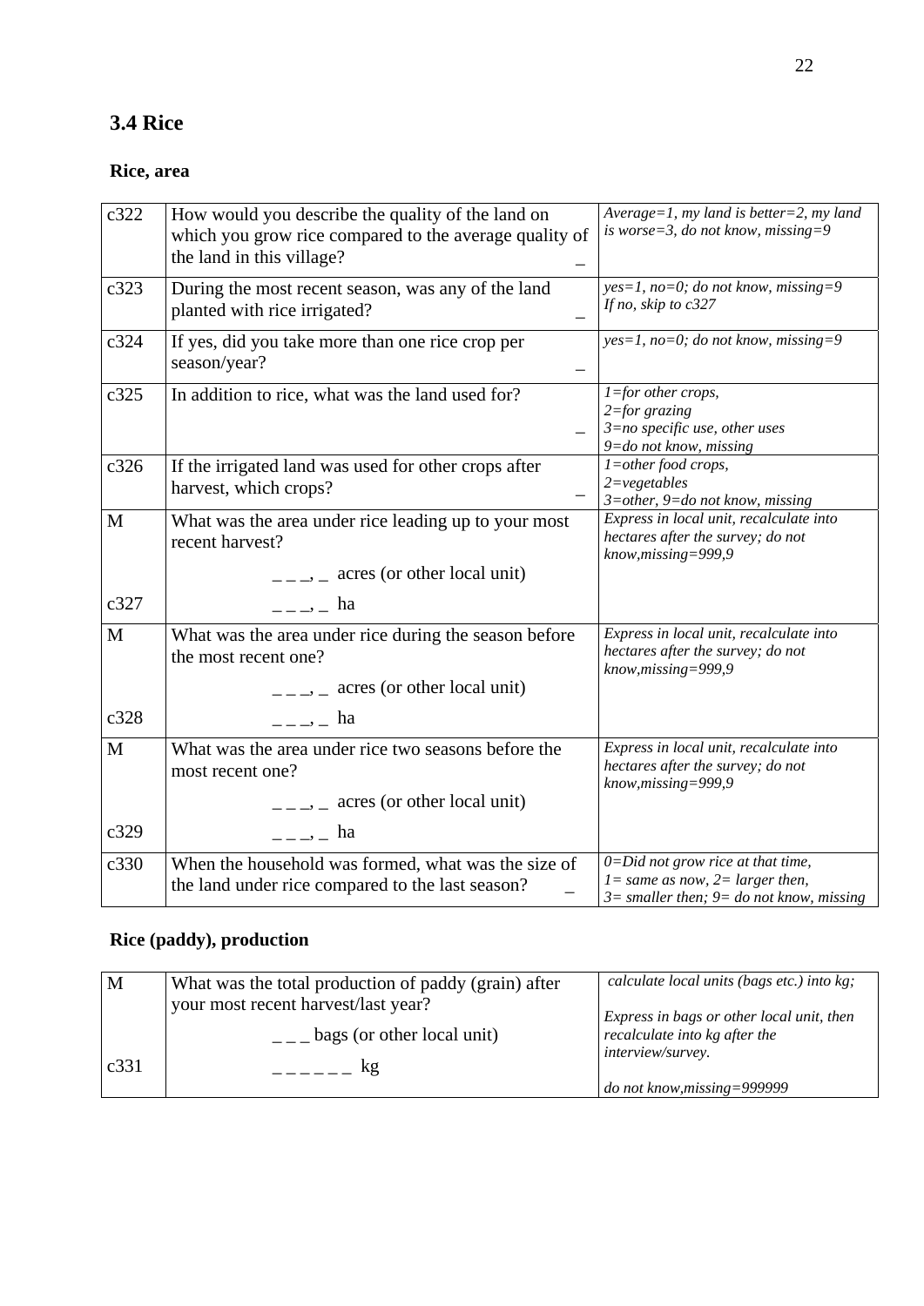## 3.4 Rice

### Rice, area

| | | |
|---|---|---|
| c322 | How would you describe the quality of the land on which you grow rice compared to the average quality of the land in this village? _ | *Average=1, my land is better=2, my land is worse=3, do not know, missing=9* |
| c323 | During the most recent season, was any of the land planted with rice irrigated? _ | *yes=1, no=0; do not know, missing=9*<br>*If no, skip to c327* |
| c324 | If yes, did you take more than one rice crop per season/year? _ | *yes=1, no=0; do not know, missing=9* |
| c325 | In addition to rice, what was the land used for? _ | *1=for other crops,*<br>*2=for grazing*<br>*3=no specific use, other uses*<br>*9=do not know, missing* |
| c326 | If the irrigated land was used for other crops after harvest, which crops? _ | *1=other food crops,*<br>*2=vegetables*<br>*3=other, 9=do not know, missing* |
| M<br><br>c327 | What was the area under rice leading up to your most recent harvest?<br>_ _ _, _ acres (or other local unit)<br>_ _ _, _ ha | *Express in local unit, recalculate into hectares after the survey; do not know,missing=999,9* |
| M<br><br>c328 | What was the area under rice during the season before the most recent one?<br>_ _ _, _ acres (or other local unit)<br>_ _ _, _ ha | *Express in local unit, recalculate into hectares after the survey; do not know,missing=999,9* |
| M<br><br>c329 | What was the area under rice two seasons before the most recent one?<br>_ _ _, _ acres (or other local unit)<br>_ _ _, _ ha | *Express in local unit, recalculate into hectares after the survey; do not know,missing=999,9* |
| c330 | When the household was formed, what was the size of the land under rice compared to the last season? _ | *0=Did not grow rice at that time,*<br>*1= same as now, 2= larger then,*<br>*3= smaller then; 9= do not know, missing* |

### Rice (paddy), production

| | | |
|---|---|---|
| M<br><br>c331 | What was the total production of paddy (grain) after your most recent harvest/last year?<br>_ _ _ bags (or other local unit)<br>_ _ _ _ _ _ kg | *calculate local units (bags etc.) into kg;*<br><br>*Express in bags or other local unit, then recalculate into kg after the interview/survey.*<br><br>*do not know,missing=999999* |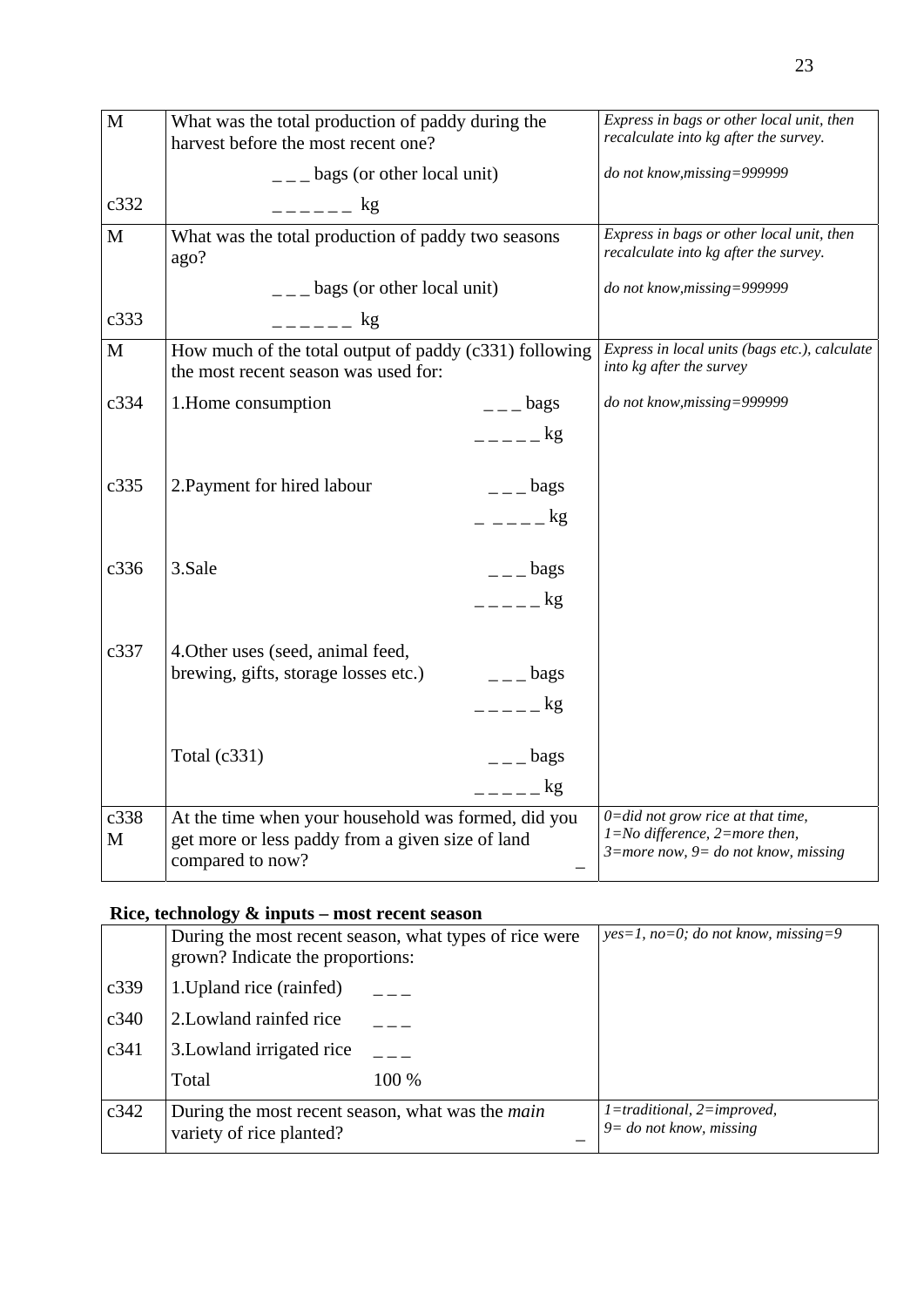| | | |
|---|---|---|
| M | What was the total production of paddy during the harvest before the most recent one? | *Express in bags or other local unit, then recalculate into kg after the survey.* |
| | _ _ _ bags (or other local unit) | *do not know,missing=999999* |
| c332 | _ _ _ _ _ _ kg | |
| M | What was the total production of paddy two seasons ago? | *Express in bags or other local unit, then recalculate into kg after the survey.* |
| | _ _ _ bags (or other local unit) | *do not know,missing=999999* |
| c333 | _ _ _ _ _ _ kg | |
| M | How much of the total output of paddy (c331) following the most recent season was used for: | *Express in local units (bags etc.), calculate into kg after the survey* |
| c334 | 1.Home consumption _ _ _ bags / _ _ _ _ _ kg | *do not know,missing=999999* |
| c335 | 2.Payment for hired labour _ _ _ bags / _ _ _ _ _ kg | |
| c336 | 3.Sale _ _ _ bags / _ _ _ _ _ kg | |
| c337 | 4.Other uses (seed, animal feed, brewing, gifts, storage losses etc.) _ _ _ bags / _ _ _ _ _ kg | |
| | Total (c331) _ _ _ bags / _ _ _ _ _ kg | |
| c338 M | At the time when your household was formed, did you get more or less paddy from a given size of land compared to now? _ | *0=did not grow rice at that time, 1=No difference, 2=more then, 3=more now, 9= do not know, missing* |

**Rice, technology & inputs – most recent season**

| | | |
|---|---|---|
| | During the most recent season, what types of rice were grown? Indicate the proportions: | *yes=1, no=0; do not know, missing=9* |
| c339 | 1.Upland rice (rainfed) _ _ _ | |
| c340 | 2.Lowland rainfed rice _ _ _ | |
| c341 | 3.Lowland irrigated rice _ _ _ | |
| | Total 100 % | |
| c342 | During the most recent season, what was the *main* variety of rice planted? _ | *1=traditional, 2=improved, 9= do not know, missing* |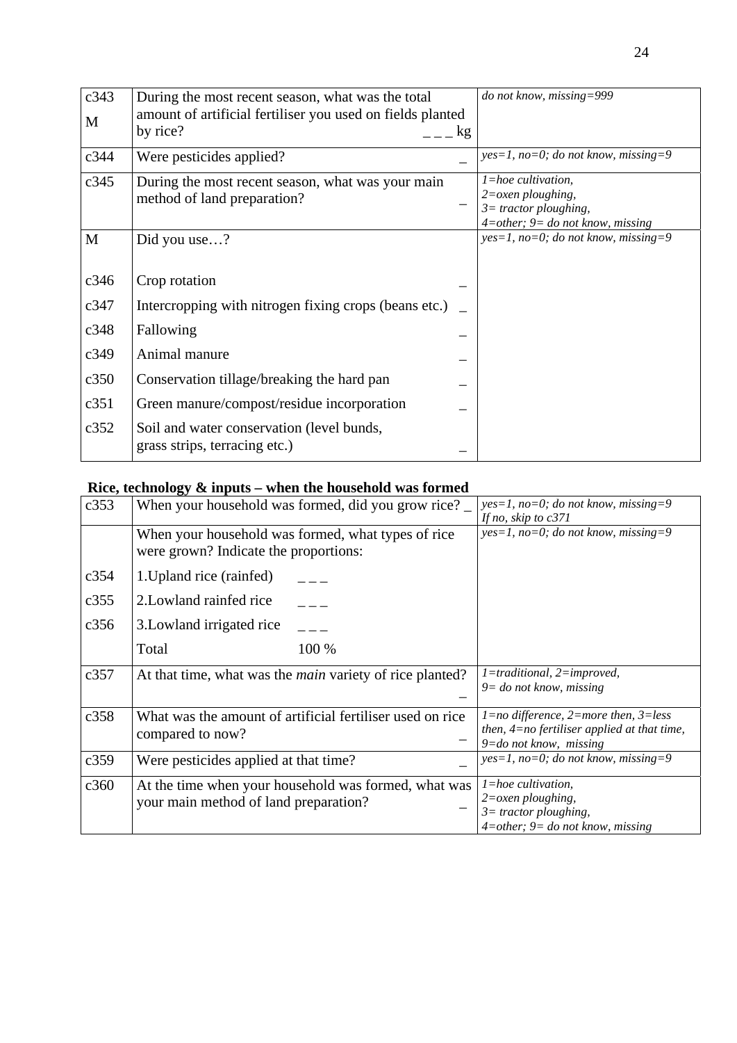| | | |
|---|---|---|
| c343<br>M | During the most recent season, what was the total amount of artificial fertiliser used on fields planted by rice? _ _ _ kg | *do not know, missing=999* |
| c344 | Were pesticides applied? _ | *yes=1, no=0; do not know, missing=9* |
| c345 | During the most recent season, what was your main method of land preparation? _ | *1=hoe cultivation,*<br>*2=oxen ploughing,*<br>*3= tractor ploughing,*<br>*4=other; 9= do not know, missing* |
| M | Did you use…? | *yes=1, no=0; do not know, missing=9* |
| c346 | Crop rotation _ | |
| c347 | Intercropping with nitrogen fixing crops (beans etc.) _ | |
| c348 | Fallowing _ | |
| c349 | Animal manure _ | |
| c350 | Conservation tillage/breaking the hard pan _ | |
| c351 | Green manure/compost/residue incorporation _ | |
| c352 | Soil and water conservation (level bunds, grass strips, terracing etc.) _ | |

**Rice, technology & inputs – when the household was formed**

| | | |
|---|---|---|
| c353 | When your household was formed, did you grow rice? _ | *yes=1, no=0; do not know, missing=9*<br>*If no, skip to c371* |
| | When your household was formed, what types of rice were grown? Indicate the proportions: | *yes=1, no=0; do not know, missing=9* |
| c354 | 1.Upland rice (rainfed) _ _ _ | |
| c355 | 2.Lowland rainfed rice _ _ _ | |
| c356 | 3.Lowland irrigated rice _ _ _ | |
| | Total 100 % | |
| c357 | At that time, what was the *main* variety of rice planted? _ | *1=traditional, 2=improved,*<br>*9= do not know, missing* |
| c358 | What was the amount of artificial fertiliser used on rice compared to now? _ | *1=no difference, 2=more then, 3=less then, 4=no fertiliser applied at that time, 9=do not know, missing* |
| c359 | Were pesticides applied at that time? _ | *yes=1, no=0; do not know, missing=9* |
| c360 | At the time when your household was formed, what was your main method of land preparation? _ | *1=hoe cultivation,*<br>*2=oxen ploughing,*<br>*3= tractor ploughing,*<br>*4=other; 9= do not know, missing* |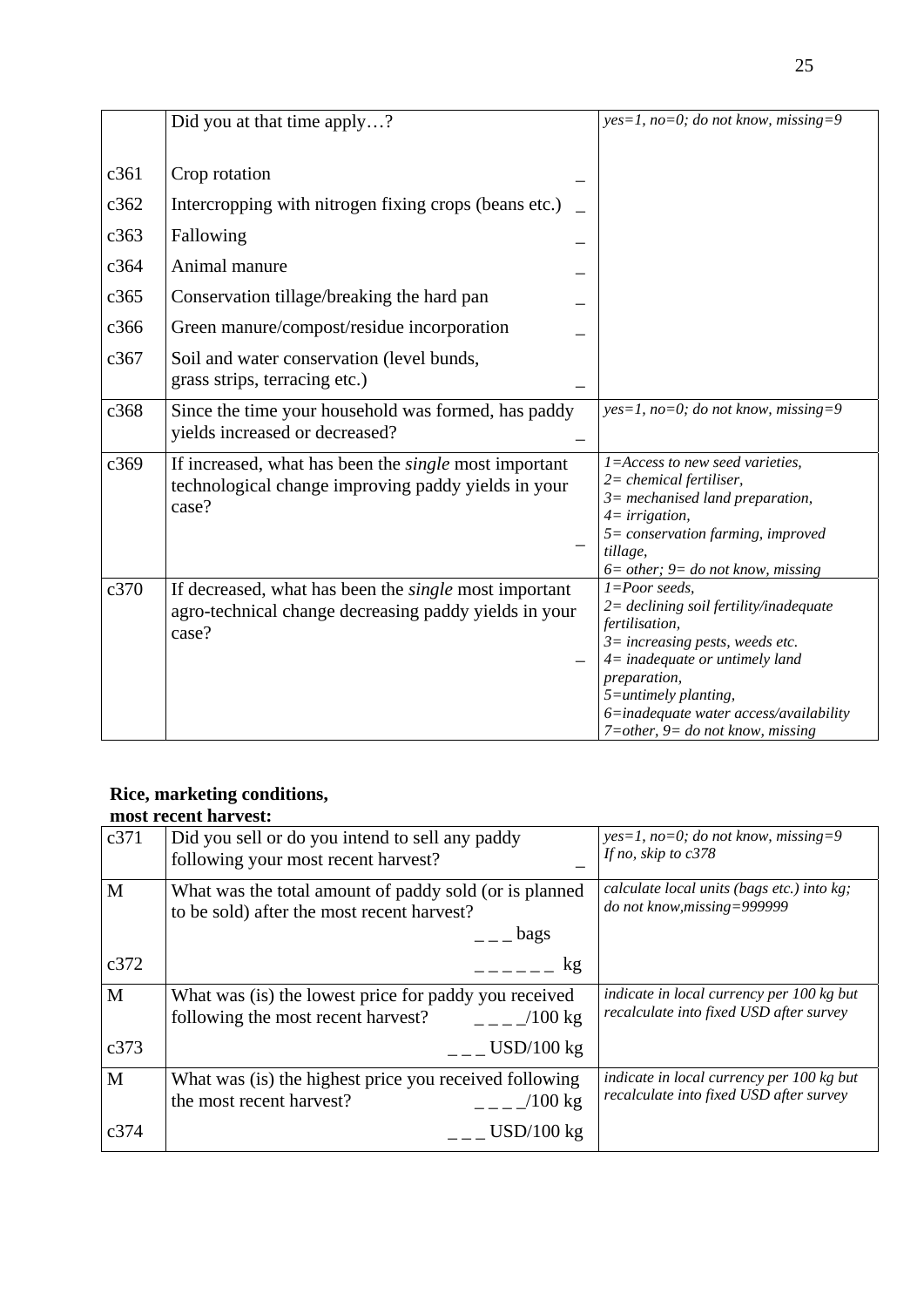| | Did you at that time apply…? | *yes=1, no=0; do not know, missing=9* |
|---|---|---|
| c361 | Crop rotation _ | |
| c362 | Intercropping with nitrogen fixing crops (beans etc.) _ | |
| c363 | Fallowing _ | |
| c364 | Animal manure _ | |
| c365 | Conservation tillage/breaking the hard pan _ | |
| c366 | Green manure/compost/residue incorporation _ | |
| c367 | Soil and water conservation (level bunds, grass strips, terracing etc.) _ | |
| c368 | Since the time your household was formed, has paddy yields increased or decreased? _ | *yes=1, no=0; do not know, missing=9* |
| c369 | If increased, what has been the *single* most important technological change improving paddy yields in your case? _ | *1=Access to new seed varieties, 2= chemical fertiliser, 3= mechanised land preparation, 4= irrigation, 5= conservation farming, improved tillage, 6= other; 9= do not know, missing* |
| c370 | If decreased, what has been the *single* most important agro-technical change decreasing paddy yields in your case? _ | *1=Poor seeds, 2= declining soil fertility/inadequate fertilisation, 3= increasing pests, weeds etc. 4= inadequate or untimely land preparation, 5=untimely planting, 6=inadequate water access/availability 7=other, 9= do not know, missing* |

**Rice, marketing conditions, most recent harvest:**

| | | |
|---|---|---|
| c371 | Did you sell or do you intend to sell any paddy following your most recent harvest? _ | *yes=1, no=0; do not know, missing=9 If no, skip to c378* |
| M | What was the total amount of paddy sold (or is planned to be sold) after the most recent harvest? _ _ _ bags | *calculate local units (bags etc.) into kg; do not know,missing=999999* |
| c372 | _ _ _ _ _ _ kg | |
| M | What was (is) the lowest price for paddy you received following the most recent harvest? _ _ _ _/100 kg | *indicate in local currency per 100 kg but recalculate into fixed USD after survey* |
| c373 | _ _ _ USD/100 kg | |
| M | What was (is) the highest price you received following the most recent harvest? _ _ _ _/100 kg | *indicate in local currency per 100 kg but recalculate into fixed USD after survey* |
| c374 | _ _ _ USD/100 kg | |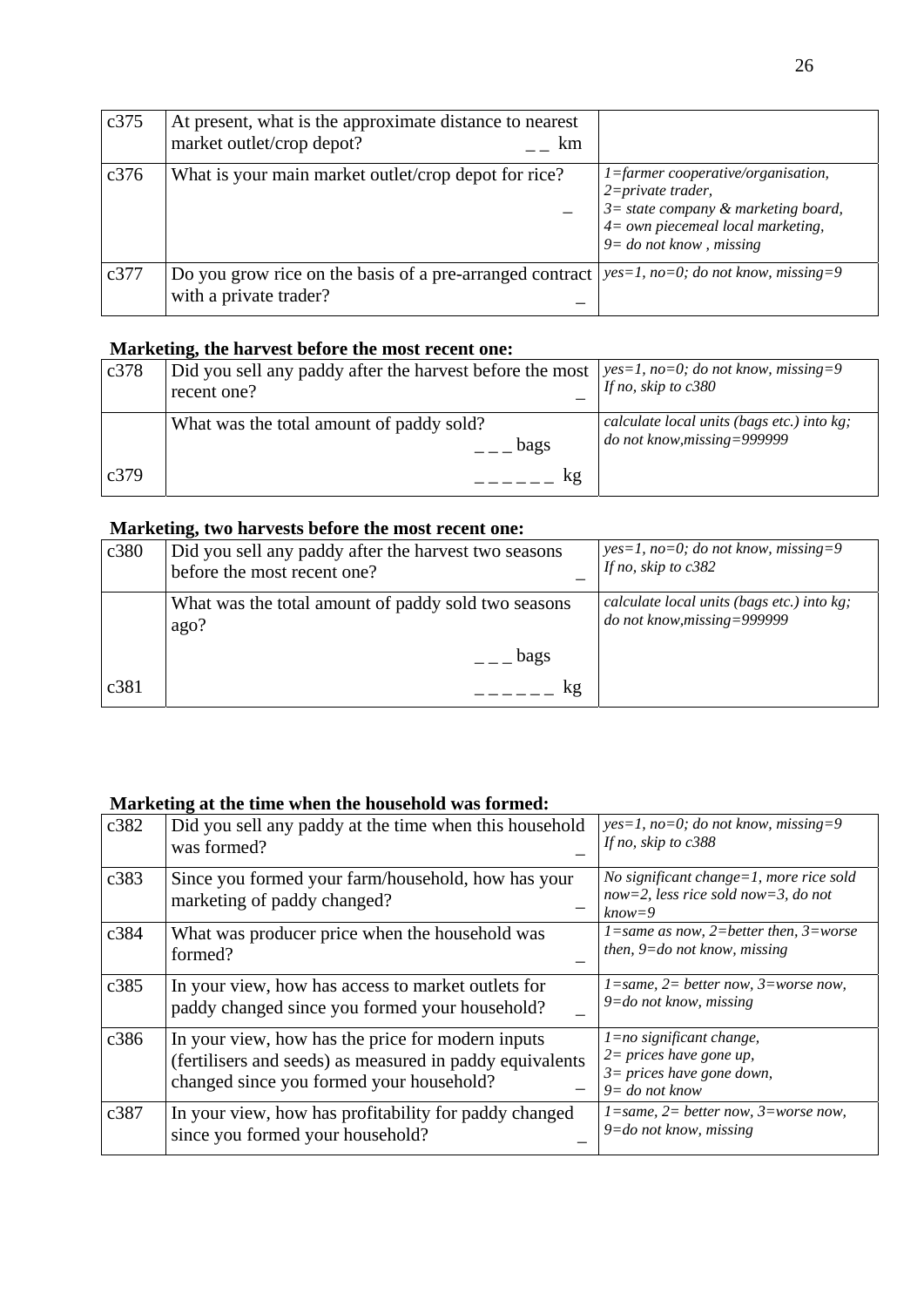| | | |
|---|---|---|
| c375 | At present, what is the approximate distance to nearest market outlet/crop depot? _ _ km | |
| c376 | What is your main market outlet/crop depot for rice? _ | *1=farmer cooperative/organisation, 2=private trader, 3= state company & marketing board, 4= own piecemeal local marketing, 9= do not know , missing* |
| c377 | Do you grow rice on the basis of a pre-arranged contract with a private trader? _ | *yes=1, no=0; do not know, missing=9* |

**Marketing, the harvest before the most recent one:**

| | | |
|---|---|---|
| c378 | Did you sell any paddy after the harvest before the most recent one? _ | *yes=1, no=0; do not know, missing=9* *If no, skip to c380* |
| | What was the total amount of paddy sold? _ _ _ bags | *calculate local units (bags etc.) into kg; do not know,missing=999999* |
| c379 | _ _ _ _ _ _ kg | |

**Marketing, two harvests before the most recent one:**

| | | |
|---|---|---|
| c380 | Did you sell any paddy after the harvest two seasons before the most recent one? _ | *yes=1, no=0; do not know, missing=9* *If no, skip to c382* |
| | What was the total amount of paddy sold two seasons ago? _ _ _ bags | *calculate local units (bags etc.) into kg; do not know,missing=999999* |
| c381 | _ _ _ _ _ _ kg | |

**Marketing at the time when the household was formed:**

| | | |
|---|---|---|
| c382 | Did you sell any paddy at the time when this household was formed? _ | *yes=1, no=0; do not know, missing=9* *If no, skip to c388* |
| c383 | Since you formed your farm/household, how has your marketing of paddy changed? _ | *No significant change=1, more rice sold now=2, less rice sold now=3, do not know=9* |
| c384 | What was producer price when the household was formed? _ | *1=same as now, 2=better then, 3=worse then, 9=do not know, missing* |
| c385 | In your view, how has access to market outlets for paddy changed since you formed your household? _ | *1=same, 2= better now, 3=worse now, 9=do not know, missing* |
| c386 | In your view, how has the price for modern inputs (fertilisers and seeds) as measured in paddy equivalents changed since you formed your household? _ | *1=no significant change, 2= prices have gone up, 3= prices have gone down, 9= do not know* |
| c387 | In your view, how has profitability for paddy changed since you formed your household? _ | *1=same, 2= better now, 3=worse now, 9=do not know, missing* |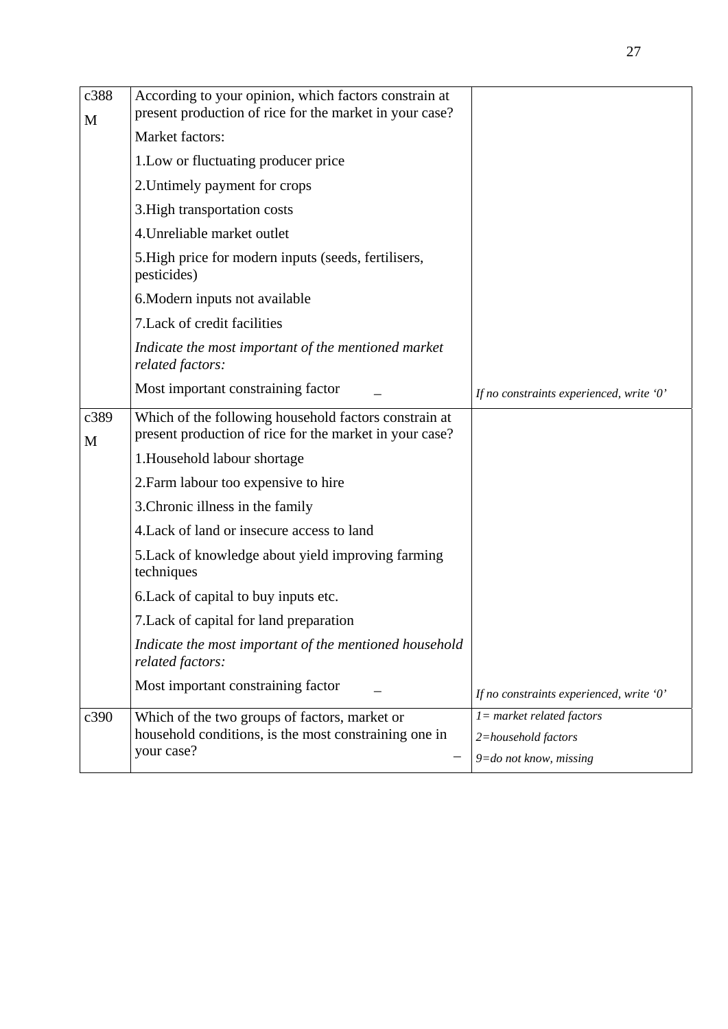| | | |
|---|---|---|
| c388<br>M | According to your opinion, which factors constrain at present production of rice for the market in your case?<br>Market factors:<br>1.Low or fluctuating producer price<br>2.Untimely payment for crops<br>3.High transportation costs<br>4.Unreliable market outlet<br>5.High price for modern inputs (seeds, fertilisers, pesticides)<br>6.Modern inputs not available<br>7.Lack of credit facilities<br>*Indicate the most important of the mentioned market related factors:*<br>Most important constraining factor _ | *If no constraints experienced, write '0'* |
| c389<br>M | Which of the following household factors constrain at present production of rice for the market in your case?<br>1.Household labour shortage<br>2.Farm labour too expensive to hire<br>3.Chronic illness in the family<br>4.Lack of land or insecure access to land<br>5.Lack of knowledge about yield improving farming techniques<br>6.Lack of capital to buy inputs etc.<br>7.Lack of capital for land preparation<br>*Indicate the most important of the mentioned household related factors:*<br>Most important constraining factor _ | *If no constraints experienced, write '0'* |
| c390 | Which of the two groups of factors, market or household conditions, is the most constraining one in your case? _ | *1= market related factors*<br>*2=household factors*<br>*9=do not know, missing* |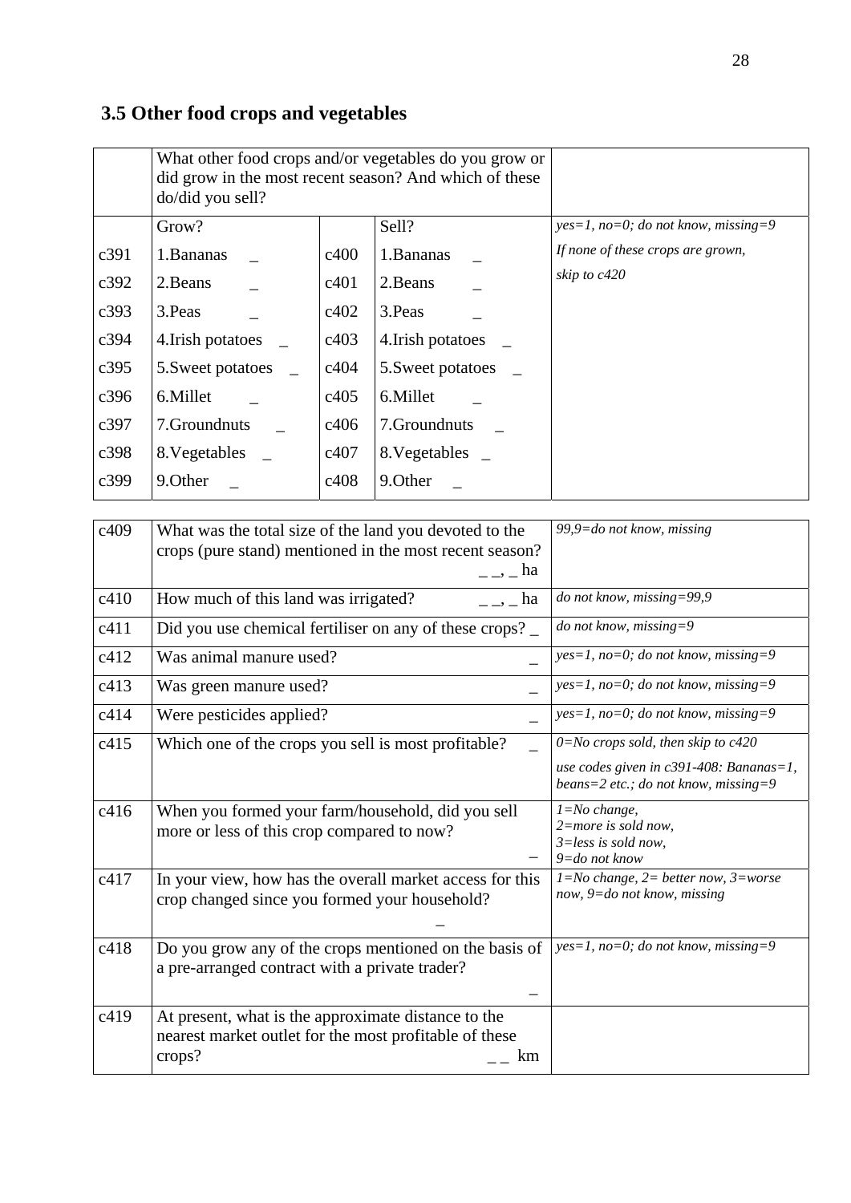### 3.5 Other food crops and vegetables

| | What other food crops and/or vegetables do you grow or did grow in the most recent season? And which of these do/did you sell? | | | |
|---|---|---|---|---|
| | Grow? | | Sell? | *yes=1, no=0; do not know, missing=9* |
| c391 | 1.Bananas _ | c400 | 1.Bananas _ | *If none of these crops are grown, skip to c420* |
| c392 | 2.Beans _ | c401 | 2.Beans _ | |
| c393 | 3.Peas _ | c402 | 3.Peas _ | |
| c394 | 4.Irish potatoes _ | c403 | 4.Irish potatoes _ | |
| c395 | 5.Sweet potatoes _ | c404 | 5.Sweet potatoes _ | |
| c396 | 6.Millet _ | c405 | 6.Millet _ | |
| c397 | 7.Groundnuts _ | c406 | 7.Groundnuts _ | |
| c398 | 8.Vegetables _ | c407 | 8.Vegetables _ | |
| c399 | 9.Other _ | c408 | 9.Other _ | |

| | | |
|---|---|---|
| c409 | What was the total size of the land you devoted to the crops (pure stand) mentioned in the most recent season? _ _, _ ha | *99,9=do not know, missing* |
| c410 | How much of this land was irrigated? _ _, _ ha | *do not know, missing=99,9* |
| c411 | Did you use chemical fertiliser on any of these crops? _ | *do not know, missing=9* |
| c412 | Was animal manure used? _ | *yes=1, no=0; do not know, missing=9* |
| c413 | Was green manure used? _ | *yes=1, no=0; do not know, missing=9* |
| c414 | Were pesticides applied? _ | *yes=1, no=0; do not know, missing=9* |
| c415 | Which one of the crops you sell is most profitable? _ | *0=No crops sold, then skip to c420* <br> *use codes given in c391-408: Bananas=1, beans=2 etc.; do not know, missing=9* |
| c416 | When you formed your farm/household, did you sell more or less of this crop compared to now? _ | *1=No change,* <br> *2=more is sold now,* <br> *3=less is sold now,* <br> *9=do not know* |
| c417 | In your view, how has the overall market access for this crop changed since you formed your household? _ | *1=No change, 2= better now, 3=worse now, 9=do not know, missing* |
| c418 | Do you grow any of the crops mentioned on the basis of a pre-arranged contract with a private trader? _ | *yes=1, no=0; do not know, missing=9* |
| c419 | At present, what is the approximate distance to the nearest market outlet for the most profitable of these crops? _ _ km | |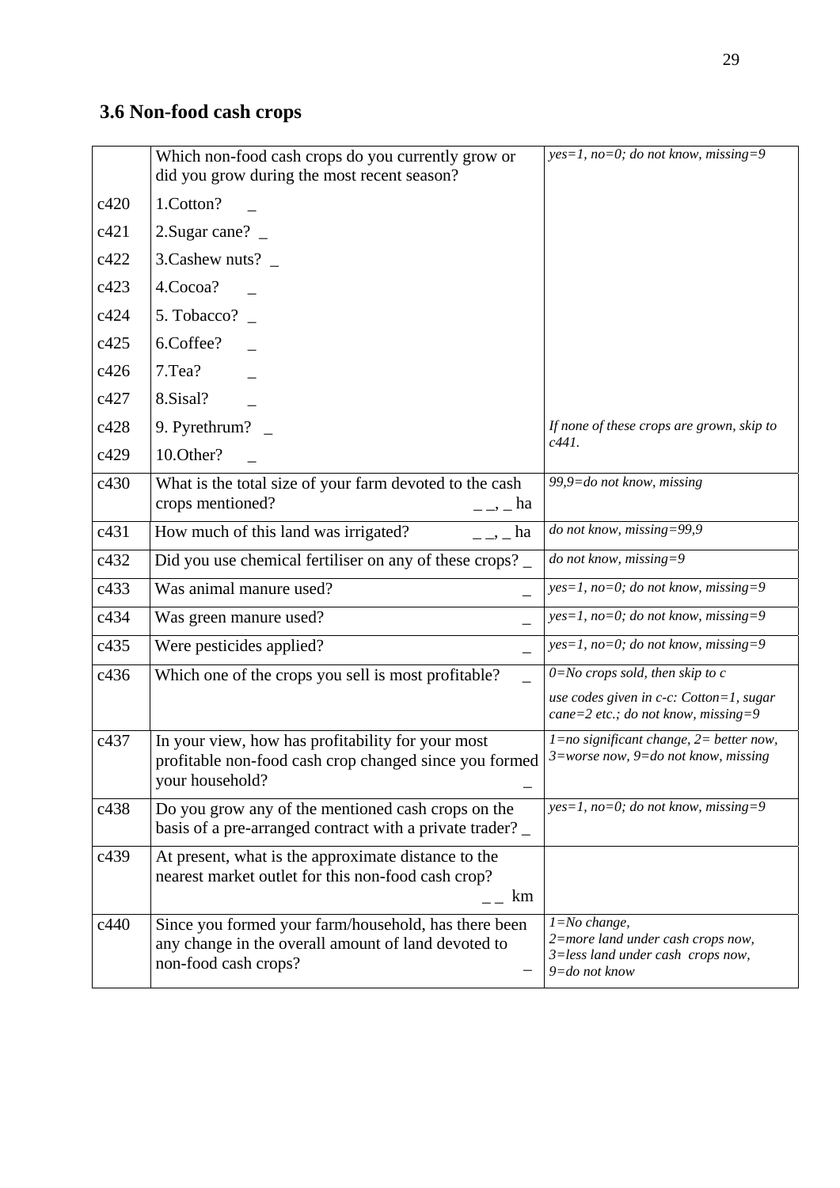## 3.6 Non-food cash crops

| | | |
|---|---|---|
| | Which non-food cash crops do you currently grow or did you grow during the most recent season? | *yes=1, no=0; do not know, missing=9* |
| c420 | 1.Cotton? _ | |
| c421 | 2.Sugar cane? _ | |
| c422 | 3.Cashew nuts? _ | |
| c423 | 4.Cocoa? _ | |
| c424 | 5. Tobacco? _ | |
| c425 | 6.Coffee? _ | |
| c426 | 7.Tea? _ | |
| c427 | 8.Sisal? _ | |
| c428 | 9. Pyrethrum? _ | *If none of these crops are grown, skip to c441.* |
| c429 | 10.Other? _ | |
| c430 | What is the total size of your farm devoted to the cash crops mentioned? _ _, _ ha | *99,9=do not know, missing* |
| c431 | How much of this land was irrigated? _ _, _ ha | *do not know, missing=99,9* |
| c432 | Did you use chemical fertiliser on any of these crops? _ | *do not know, missing=9* |
| c433 | Was animal manure used? _ | *yes=1, no=0; do not know, missing=9* |
| c434 | Was green manure used? _ | *yes=1, no=0; do not know, missing=9* |
| c435 | Were pesticides applied? _ | *yes=1, no=0; do not know, missing=9* |
| c436 | Which one of the crops you sell is most profitable? _ | *0=No crops sold, then skip to c*<br>*use codes given in c-c: Cotton=1, sugar cane=2 etc.; do not know, missing=9* |
| c437 | In your view, how has profitability for your most profitable non-food cash crop changed since you formed your household? _ | *1=no significant change, 2= better now, 3=worse now, 9=do not know, missing* |
| c438 | Do you grow any of the mentioned cash crops on the basis of a pre-arranged contract with a private trader? _ | *yes=1, no=0; do not know, missing=9* |
| c439 | At present, what is the approximate distance to the nearest market outlet for this non-food cash crop? _ _ km | |
| c440 | Since you formed your farm/household, has there been any change in the overall amount of land devoted to non-food cash crops? _ | *1=No change,*<br>*2=more land under cash crops now,*<br>*3=less land under cash crops now,*<br>*9=do not know* |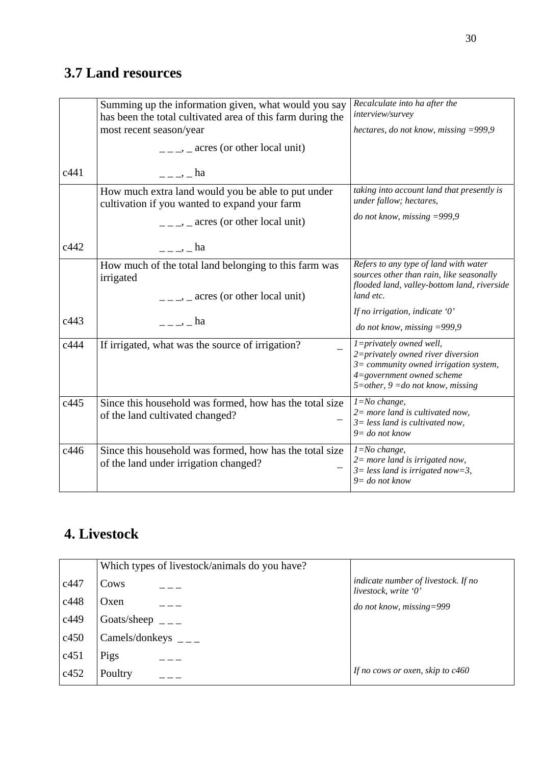## 3.7 Land resources

| | | |
|---|---|---|
| c441 | Summing up the information given, what would you say has been the total cultivated area of this farm during the most recent season/year<br>_ _ _, _ acres (or other local unit)<br>_ _ _, _ ha | *Recalculate into ha after the interview/survey*<br>*hectares, do not know, missing =999,9* |
| c442 | How much extra land would you be able to put under cultivation if you wanted to expand your farm<br>_ _ _, _ acres (or other local unit)<br>_ _ _, _ ha | *taking into account land that presently is under fallow; hectares,*<br>*do not know, missing =999,9* |
| c443 | How much of the total land belonging to this farm was irrigated<br>_ _ _, _ acres (or other local unit)<br>_ _ _, _ ha | *Refers to any type of land with water sources other than rain, like seasonally flooded land, valley-bottom land, riverside land etc.*<br>*If no irrigation, indicate '0'*<br>*do not know, missing =999,9* |
| c444 | If irrigated, what was the source of irrigation? _ | *1=privately owned well,*<br>*2=privately owned river diversion*<br>*3= community owned irrigation system,*<br>*4=government owned scheme*<br>*5=other, 9 =do not know, missing* |
| c445 | Since this household was formed, how has the total size of the land cultivated changed? _ | *1=No change,*<br>*2= more land is cultivated now,*<br>*3= less land is cultivated now,*<br>*9= do not know* |
| c446 | Since this household was formed, how has the total size of the land under irrigation changed? _ | *1=No change,*<br>*2= more land is irrigated now,*<br>*3= less land is irrigated now=3,*<br>*9= do not know* |

## 4. Livestock

| | | |
|---|---|---|
| | Which types of livestock/animals do you have? | |
| c447 | Cows _ _ _ | *indicate number of livestock. If no livestock, write '0'* |
| c448 | Oxen _ _ _ | *do not know, missing=999* |
| c449 | Goats/sheep _ _ _ | |
| c450 | Camels/donkeys _ _ _ | |
| c451 | Pigs _ _ _ | |
| c452 | Poultry _ _ _ | *If no cows or oxen, skip to c460* |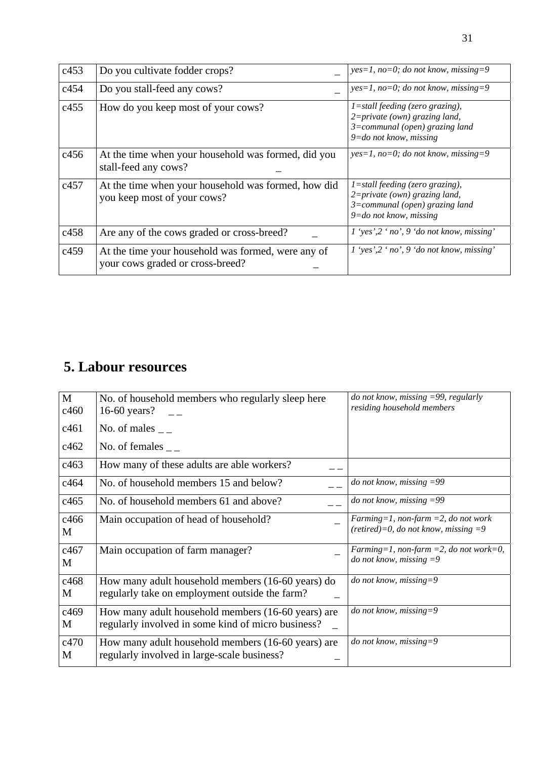| | | |
|---|---|---|
| c453 | Do you cultivate fodder crops? _ | *yes=1, no=0; do not know, missing=9* |
| c454 | Do you stall-feed any cows? _ | *yes=1, no=0; do not know, missing=9* |
| c455 | How do you keep most of your cows? | *1=stall feeding (zero grazing), 2=private (own) grazing land, 3=communal (open) grazing land 9=do not know, missing* |
| c456 | At the time when your household was formed, did you stall-feed any cows? _ | *yes=1, no=0; do not know, missing=9* |
| c457 | At the time when your household was formed, how did you keep most of your cows? | *1=stall feeding (zero grazing), 2=private (own) grazing land, 3=communal (open) grazing land 9=do not know, missing* |
| c458 | Are any of the cows graded or cross-breed? _ | *1 'yes',2 ' no', 9 'do not know, missing'* |
| c459 | At the time your household was formed, were any of your cows graded or cross-breed? _ | *1 'yes',2 ' no', 9 'do not know, missing'* |

## 5. Labour resources

| | | |
|---|---|---|
| M c460 | No. of household members who regularly sleep here 16-60 years? _ _ | *do not know, missing =99, regularly residing household members* |
| c461 | No. of males _ _ | |
| c462 | No. of females _ _ | |
| c463 | How many of these adults are able workers? _ _ | |
| c464 | No. of household members 15 and below? _ _ | *do not know, missing =99* |
| c465 | No. of household members 61 and above? _ _ | *do not know, missing =99* |
| c466 M | Main occupation of head of household? _ | *Farming=1, non-farm =2, do not work (retired)=0, do not know, missing =9* |
| c467 M | Main occupation of farm manager? _ | *Farming=1, non-farm =2, do not work=0, do not know, missing =9* |
| c468 M | How many adult household members (16-60 years) do regularly take on employment outside the farm? _ | *do not know, missing=9* |
| c469 M | How many adult household members (16-60 years) are regularly involved in some kind of micro business? _ | *do not know, missing=9* |
| c470 M | How many adult household members (16-60 years) are regularly involved in large-scale business? _ | *do not know, missing=9* |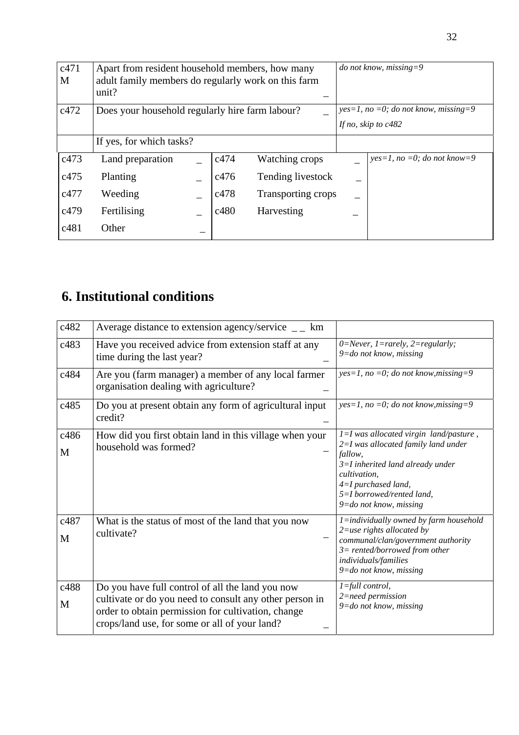| | | |
|---|---|---|
| c471 M | Apart from resident household members, how many adult family members do regularly work on this farm unit? _ | *do not know, missing=9* |
| c472 | Does your household regularly hire farm labour? _ | *yes=1, no =0; do not know, missing=9*<br>*If no, skip to c482* |
| | If yes, for which tasks? | |

| | | | | | |
|---|---|---|---|---|---|
| c473 | Land preparation _ | c474 | Watching crops _ | *yes=1, no =0; do not know=9* |
| c475 | Planting _ | c476 | Tending livestock _ | |
| c477 | Weeding _ | c478 | Transporting crops _ | |
| c479 | Fertilising _ | c480 | Harvesting _ | |
| c481 | Other _ | | | |

## 6. Institutional conditions

| | | |
|---|---|---|
| c482 | Average distance to extension agency/service _ _ km | |
| c483 | Have you received advice from extension staff at any time during the last year? _ | *0=Never, 1=rarely, 2=regularly;*<br>*9=do not know, missing* |
| c484 | Are you (farm manager) a member of any local farmer organisation dealing with agriculture? _ | *yes=1, no =0; do not know,missing=9* |
| c485 | Do you at present obtain any form of agricultural input credit? _ | *yes=1, no =0; do not know,missing=9* |
| c486 M | How did you first obtain land in this village when your household was formed? _ | *1=I was allocated virgin land/pasture ,*<br>*2=I was allocated family land under fallow,*<br>*3=I inherited land already under cultivation,*<br>*4=I purchased land,*<br>*5=I borrowed/rented land,*<br>*9=do not know, missing* |
| c487 M | What is the status of most of the land that you now cultivate? _ | *1=individually owned by farm household*<br>*2=use rights allocated by communal/clan/government authority*<br>*3= rented/borrowed from other individuals/families*<br>*9=do not know, missing* |
| c488 M | Do you have full control of all the land you now cultivate or do you need to consult any other person in order to obtain permission for cultivation, change crops/land use, for some or all of your land? _ | *1=full control,*<br>*2=need permission*<br>*9=do not know, missing* |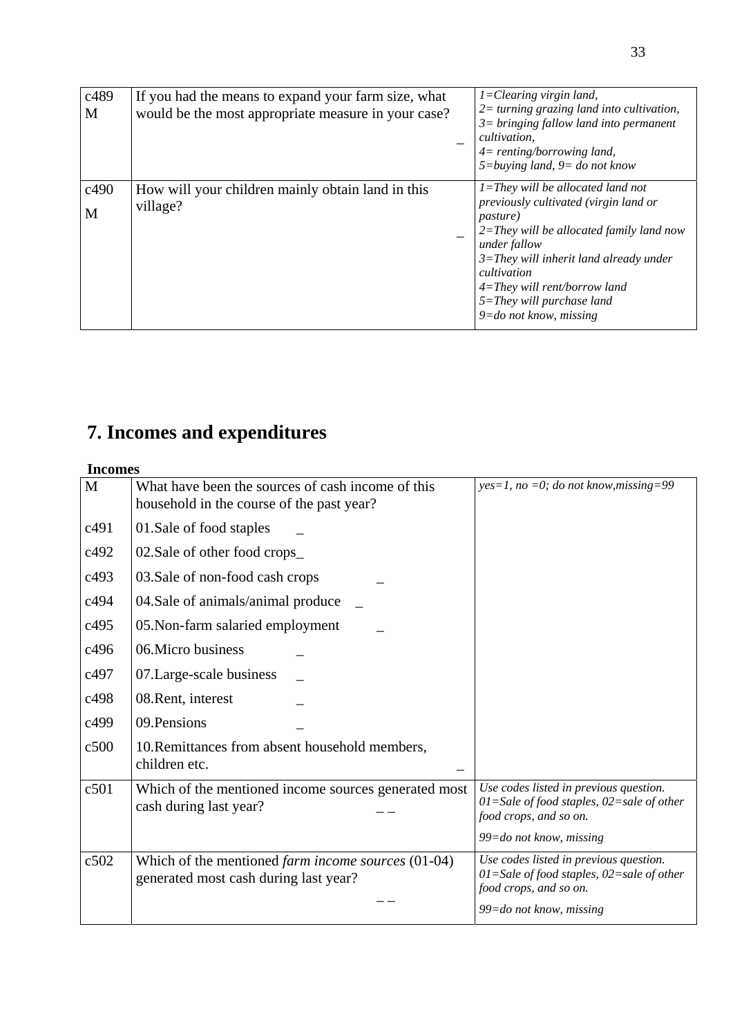| | | |
|---|---|---|
| c489 M | If you had the means to expand your farm size, what would be the most appropriate measure in your case? _ | *1=Clearing virgin land, 2= turning grazing land into cultivation, 3= bringing fallow land into permanent cultivation, 4= renting/borrowing land, 5=buying land, 9= do not know* |
| c490 M | How will your children mainly obtain land in this village? _ | *1=They will be allocated land not previously cultivated (virgin land or pasture) 2=They will be allocated family land now under fallow 3=They will inherit land already under cultivation 4=They will rent/borrow land 5=They will purchase land 9=do not know, missing* |

# 7. Incomes and expenditures

**Incomes**

| | | |
|---|---|---|
| M | What have been the sources of cash income of this household in the course of the past year? | *yes=1, no =0; do not know,missing=99* |
| c491 | 01.Sale of food staples _ | |
| c492 | 02.Sale of other food crops_ | |
| c493 | 03.Sale of non-food cash crops _ | |
| c494 | 04.Sale of animals/animal produce _ | |
| c495 | 05.Non-farm salaried employment _ | |
| c496 | 06.Micro business _ | |
| c497 | 07.Large-scale business _ | |
| c498 | 08.Rent, interest _ | |
| c499 | 09.Pensions _ | |
| c500 | 10.Remittances from absent household members, children etc. _ | |
| c501 | Which of the mentioned income sources generated most cash during last year? _ _ | *Use codes listed in previous question. 01=Sale of food staples, 02=sale of other food crops, and so on.* *99=do not know, missing* |
| c502 | Which of the mentioned *farm income sources* (01-04) generated most cash during last year? _ _ | *Use codes listed in previous question. 01=Sale of food staples, 02=sale of other food crops, and so on.* *99=do not know, missing* |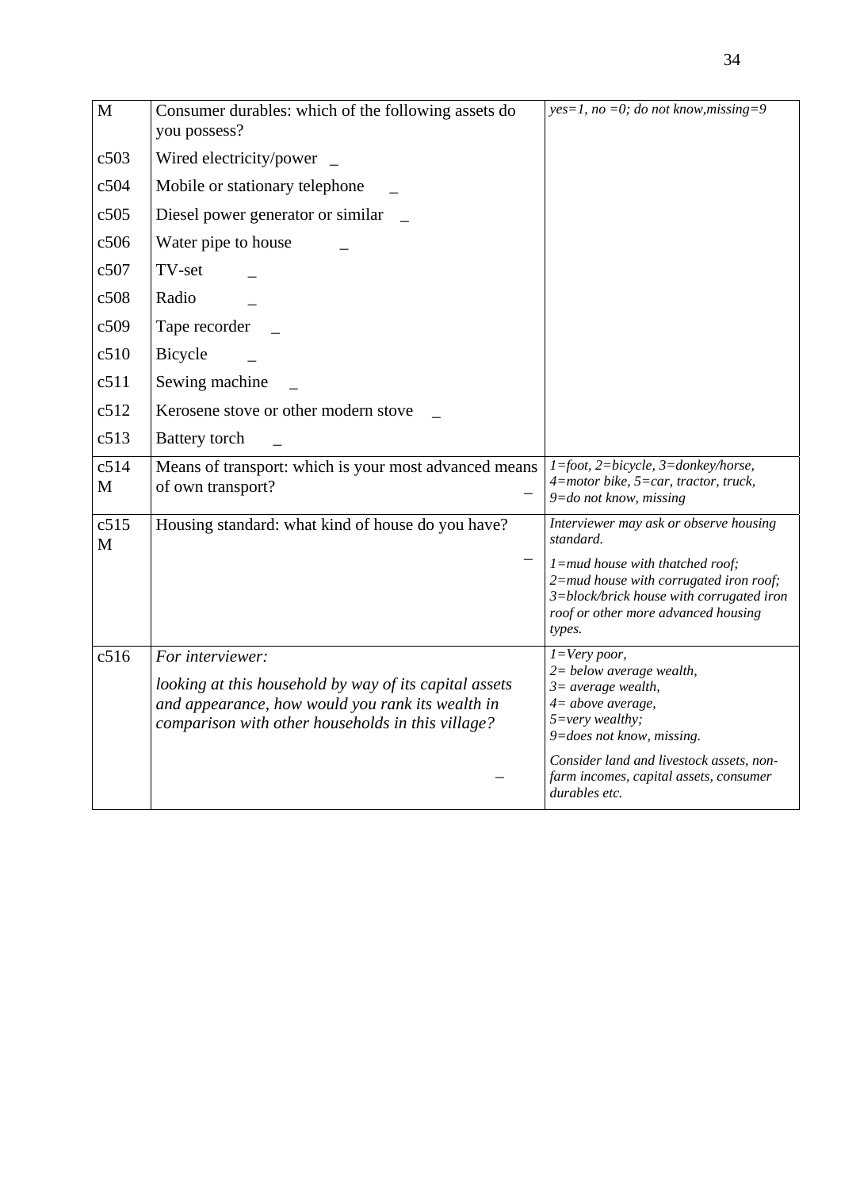| M | Consumer durables: which of the following assets do you possess? | *yes=1, no =0; do not know,missing=9* |
|---|---|---|
| c503 | Wired electricity/power _ | |
| c504 | Mobile or stationary telephone _ | |
| c505 | Diesel power generator or similar _ | |
| c506 | Water pipe to house _ | |
| c507 | TV-set _ | |
| c508 | Radio _ | |
| c509 | Tape recorder _ | |
| c510 | Bicycle _ | |
| c511 | Sewing machine _ | |
| c512 | Kerosene stove or other modern stove _ | |
| c513 | Battery torch _ | |
| c514 M | Means of transport: which is your most advanced means of own transport? _ | *1=foot, 2=bicycle, 3=donkey/horse, 4=motor bike, 5=car, tractor, truck, 9=do not know, missing* |
| c515 M | Housing standard: what kind of house do you have? _ | *Interviewer may ask or observe housing standard.* *1=mud house with thatched roof; 2=mud house with corrugated iron roof; 3=block/brick house with corrugated iron roof or other more advanced housing types.* |
| c516 | *For interviewer:* *looking at this household by way of its capital assets and appearance, how would you rank its wealth in comparison with other households in this village?* _ | *1=Very poor, 2= below average wealth, 3= average wealth, 4= above average, 5=very wealthy; 9=does not know, missing.* *Consider land and livestock assets, non-farm incomes, capital assets, consumer durables etc.* |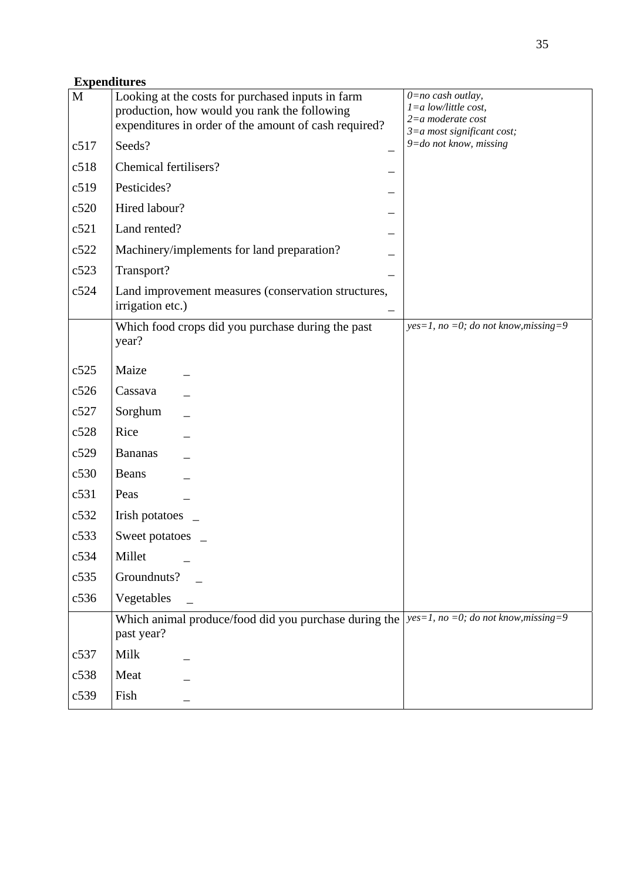**Expenditures**

| M | Looking at the costs for purchased inputs in farm production, how would you rank the following expenditures in order of the amount of cash required? | *0=no cash outlay, 1=a low/little cost, 2=a moderate cost 3=a most significant cost; 9=do not know, missing* |
|---|---|---|
| c517 | Seeds? _ | |
| c518 | Chemical fertilisers? _ | |
| c519 | Pesticides? _ | |
| c520 | Hired labour? _ | |
| c521 | Land rented? _ | |
| c522 | Machinery/implements for land preparation? _ | |
| c523 | Transport? _ | |
| c524 | Land improvement measures (conservation structures, irrigation etc.) _ | |
| | Which food crops did you purchase during the past year? | *yes=1, no =0; do not know,missing=9* |
| c525 | Maize _ | |
| c526 | Cassava _ | |
| c527 | Sorghum _ | |
| c528 | Rice _ | |
| c529 | Bananas _ | |
| c530 | Beans _ | |
| c531 | Peas _ | |
| c532 | Irish potatoes _ | |
| c533 | Sweet potatoes _ | |
| c534 | Millet _ | |
| c535 | Groundnuts? _ | |
| c536 | Vegetables _ | |
| | Which animal produce/food did you purchase during the past year? | *yes=1, no =0; do not know,missing=9* |
| c537 | Milk _ | |
| c538 | Meat _ | |
| c539 | Fish _ | |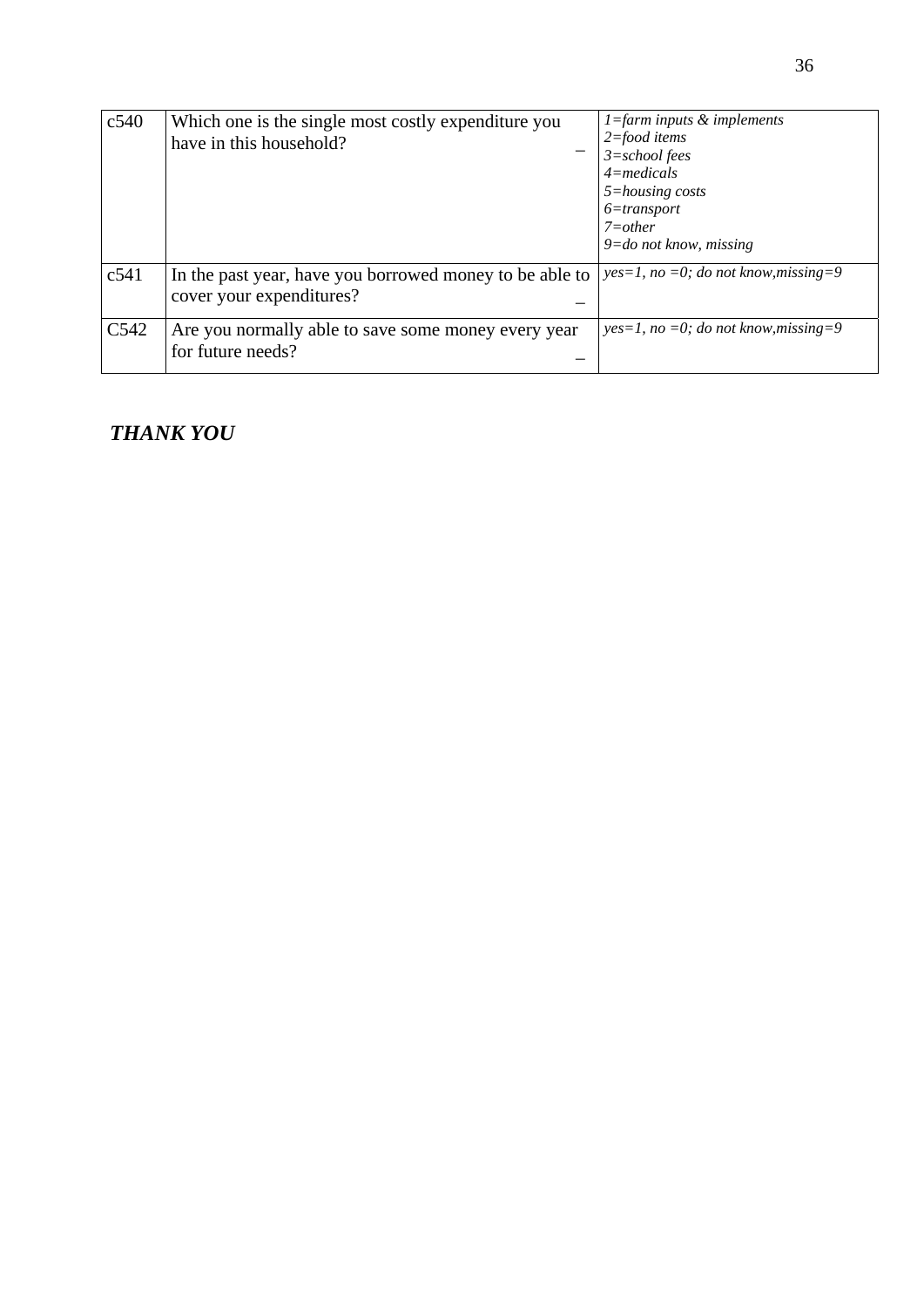| | | |
|---|---|---|
| c540 | Which one is the single most costly expenditure you have in this household? _ | *1=farm inputs & implements*<br>*2=food items*<br>*3=school fees*<br>*4=medicals*<br>*5=housing costs*<br>*6=transport*<br>*7=other*<br>*9=do not know, missing* |
| c541 | In the past year, have you borrowed money to be able to cover your expenditures? _ | *yes=1, no =0; do not know,missing=9* |
| C542 | Are you normally able to save some money every year for future needs? _ | *yes=1, no =0; do not know,missing=9* |

***THANK YOU***